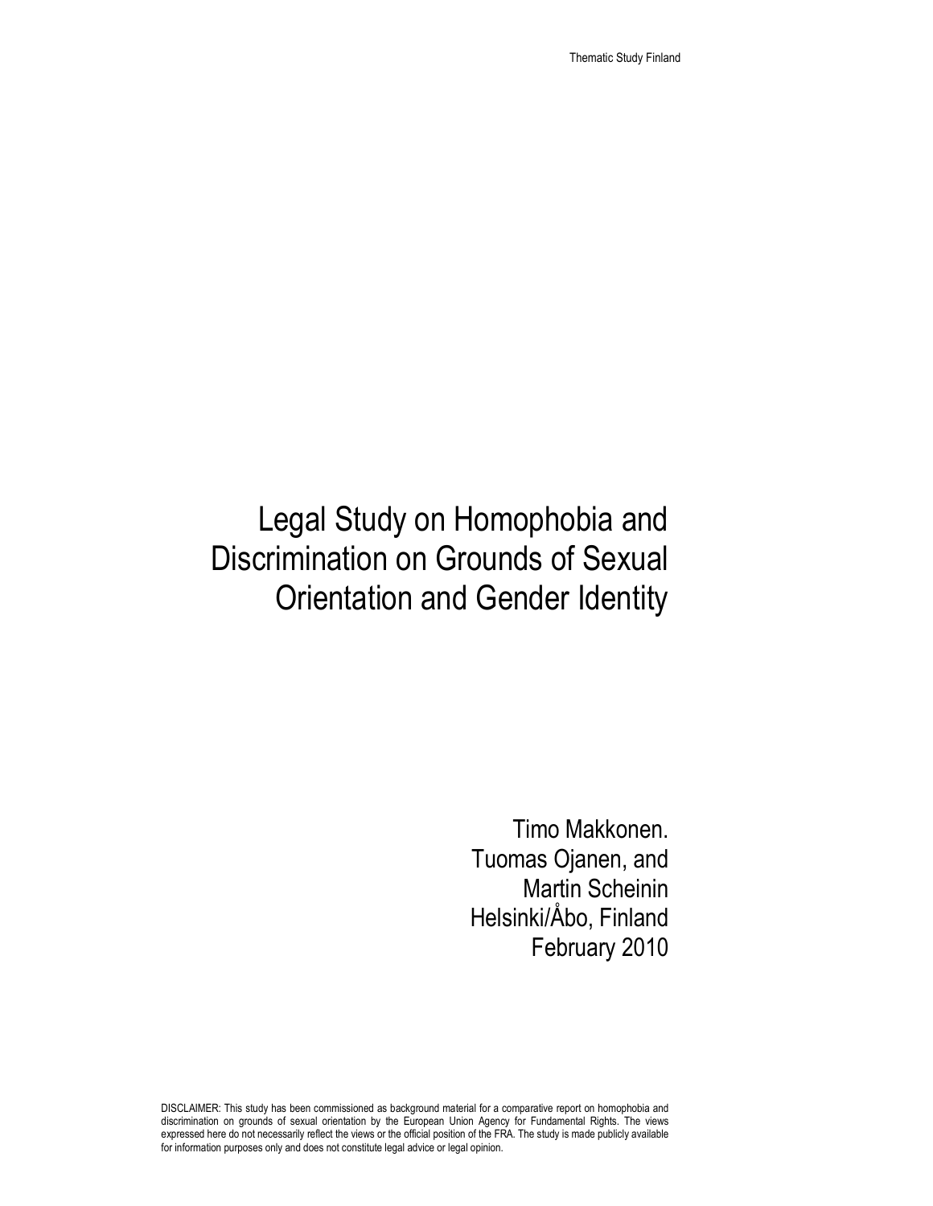# Legal Study on Homophobia and Discrimination on Grounds of Sexual Orientation and Gender Identity

Timo Makkonen.
Tuomas Ojanen, and
Martin Scheinin
Helsinki/Åbo, Finland
February 2010

DISCLAIMER: This study has been commissioned as background material for a comparative report on homophobia and discrimination on grounds of sexual orientation by the European Union Agency for Fundamental Rights. The views expressed here do not necessarily reflect the views or the official position of the FRA. The study is made publicly available for information purposes only and does not constitute legal advice or legal opinion.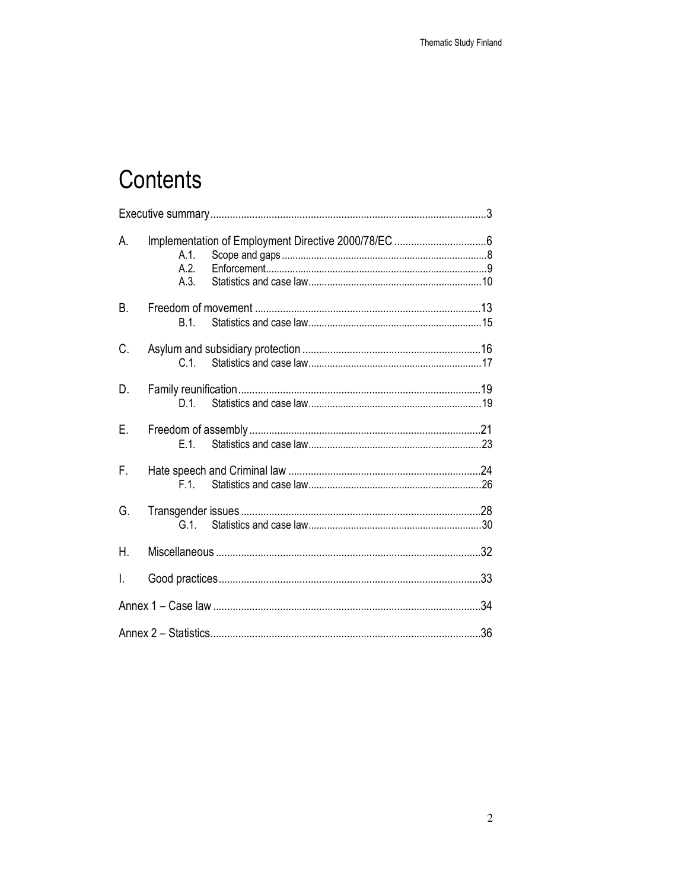# Contents

Executive summary....3

A. Implementation of Employment Directive 2000/78/EC....6
   - A.1. Scope and gaps....8
   - A.2. Enforcement....9
   - A.3. Statistics and case law....10

B. Freedom of movement....13
   - B.1. Statistics and case law....15

C. Asylum and subsidiary protection....16
   - C.1. Statistics and case law....17

D. Family reunification....19
   - D.1. Statistics and case law....19

E. Freedom of assembly....21
   - E.1. Statistics and case law....23

F. Hate speech and Criminal law....24
   - F.1. Statistics and case law....26

G. Transgender issues....28
   - G.1. Statistics and case law....30

H. Miscellaneous....32

I. Good practices....33

Annex 1 – Case law....34

Annex 2 – Statistics....36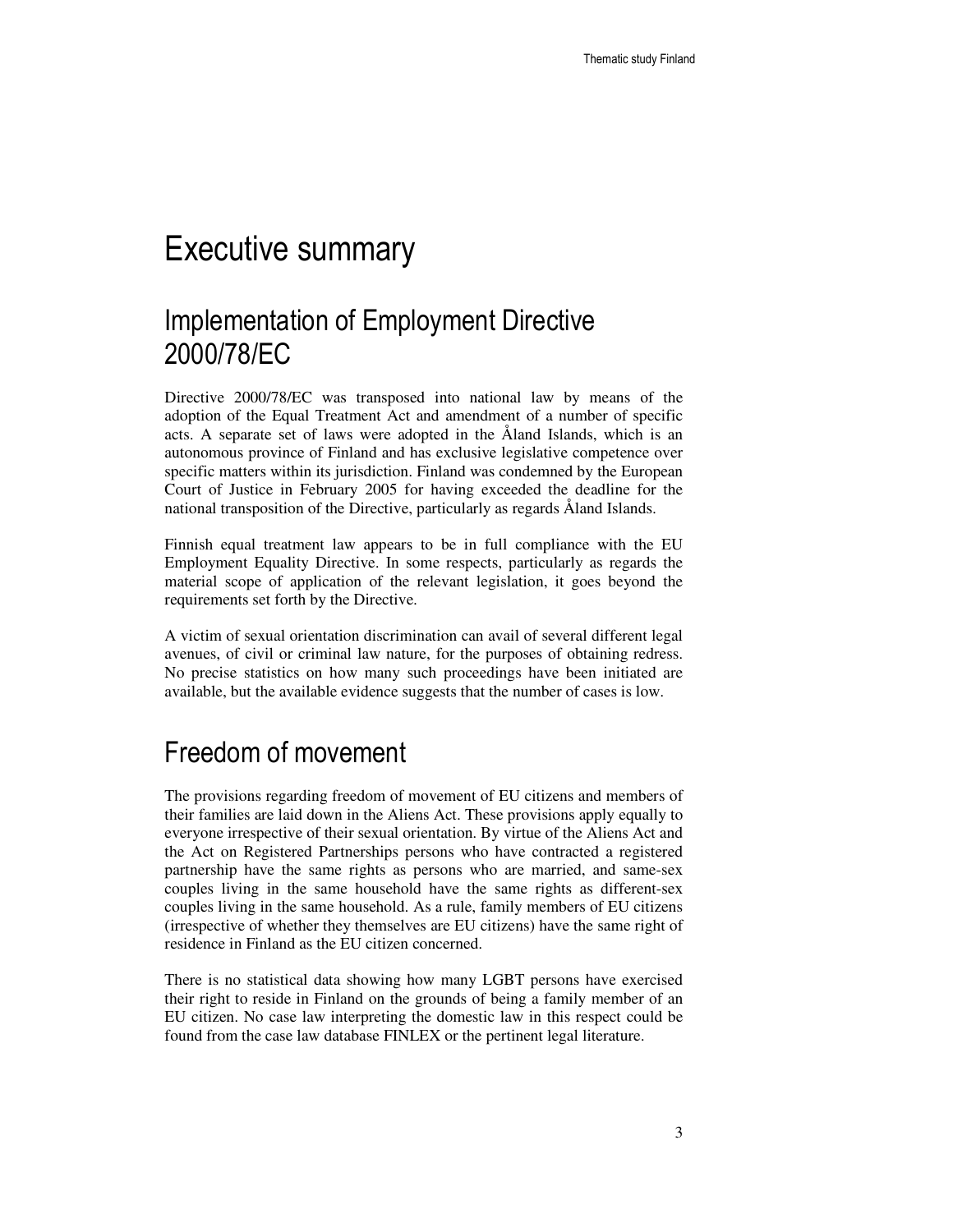# Executive summary

## Implementation of Employment Directive 2000/78/EC

Directive 2000/78/EC was transposed into national law by means of the adoption of the Equal Treatment Act and amendment of a number of specific acts. A separate set of laws were adopted in the Åland Islands, which is an autonomous province of Finland and has exclusive legislative competence over specific matters within its jurisdiction. Finland was condemned by the European Court of Justice in February 2005 for having exceeded the deadline for the national transposition of the Directive, particularly as regards Åland Islands.

Finnish equal treatment law appears to be in full compliance with the EU Employment Equality Directive. In some respects, particularly as regards the material scope of application of the relevant legislation, it goes beyond the requirements set forth by the Directive.

A victim of sexual orientation discrimination can avail of several different legal avenues, of civil or criminal law nature, for the purposes of obtaining redress. No precise statistics on how many such proceedings have been initiated are available, but the available evidence suggests that the number of cases is low.

## Freedom of movement

The provisions regarding freedom of movement of EU citizens and members of their families are laid down in the Aliens Act. These provisions apply equally to everyone irrespective of their sexual orientation. By virtue of the Aliens Act and the Act on Registered Partnerships persons who have contracted a registered partnership have the same rights as persons who are married, and same-sex couples living in the same household have the same rights as different-sex couples living in the same household. As a rule, family members of EU citizens (irrespective of whether they themselves are EU citizens) have the same right of residence in Finland as the EU citizen concerned.

There is no statistical data showing how many LGBT persons have exercised their right to reside in Finland on the grounds of being a family member of an EU citizen. No case law interpreting the domestic law in this respect could be found from the case law database FINLEX or the pertinent legal literature.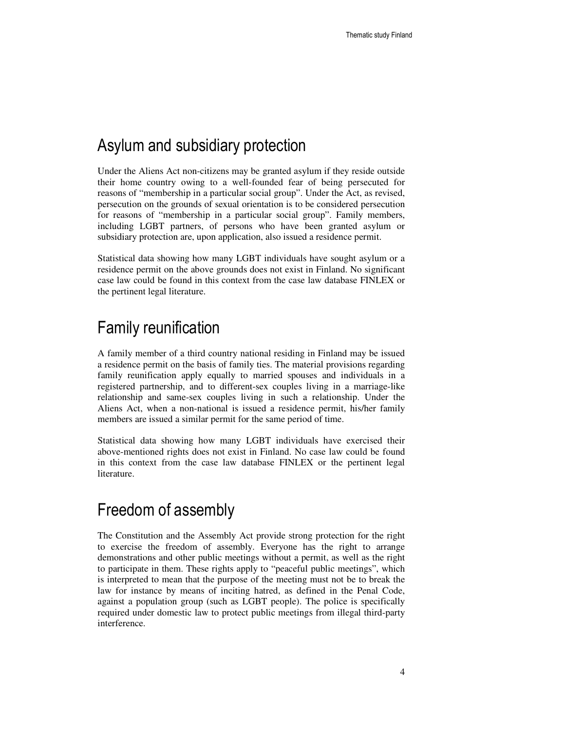## Asylum and subsidiary protection

Under the Aliens Act non-citizens may be granted asylum if they reside outside their home country owing to a well-founded fear of being persecuted for reasons of "membership in a particular social group". Under the Act, as revised, persecution on the grounds of sexual orientation is to be considered persecution for reasons of "membership in a particular social group". Family members, including LGBT partners, of persons who have been granted asylum or subsidiary protection are, upon application, also issued a residence permit.

Statistical data showing how many LGBT individuals have sought asylum or a residence permit on the above grounds does not exist in Finland. No significant case law could be found in this context from the case law database FINLEX or the pertinent legal literature.

## Family reunification

A family member of a third country national residing in Finland may be issued a residence permit on the basis of family ties. The material provisions regarding family reunification apply equally to married spouses and individuals in a registered partnership, and to different-sex couples living in a marriage-like relationship and same-sex couples living in such a relationship. Under the Aliens Act, when a non-national is issued a residence permit, his/her family members are issued a similar permit for the same period of time.

Statistical data showing how many LGBT individuals have exercised their above-mentioned rights does not exist in Finland. No case law could be found in this context from the case law database FINLEX or the pertinent legal literature.

## Freedom of assembly

The Constitution and the Assembly Act provide strong protection for the right to exercise the freedom of assembly. Everyone has the right to arrange demonstrations and other public meetings without a permit, as well as the right to participate in them. These rights apply to "peaceful public meetings", which is interpreted to mean that the purpose of the meeting must not be to break the law for instance by means of inciting hatred, as defined in the Penal Code, against a population group (such as LGBT people). The police is specifically required under domestic law to protect public meetings from illegal third-party interference.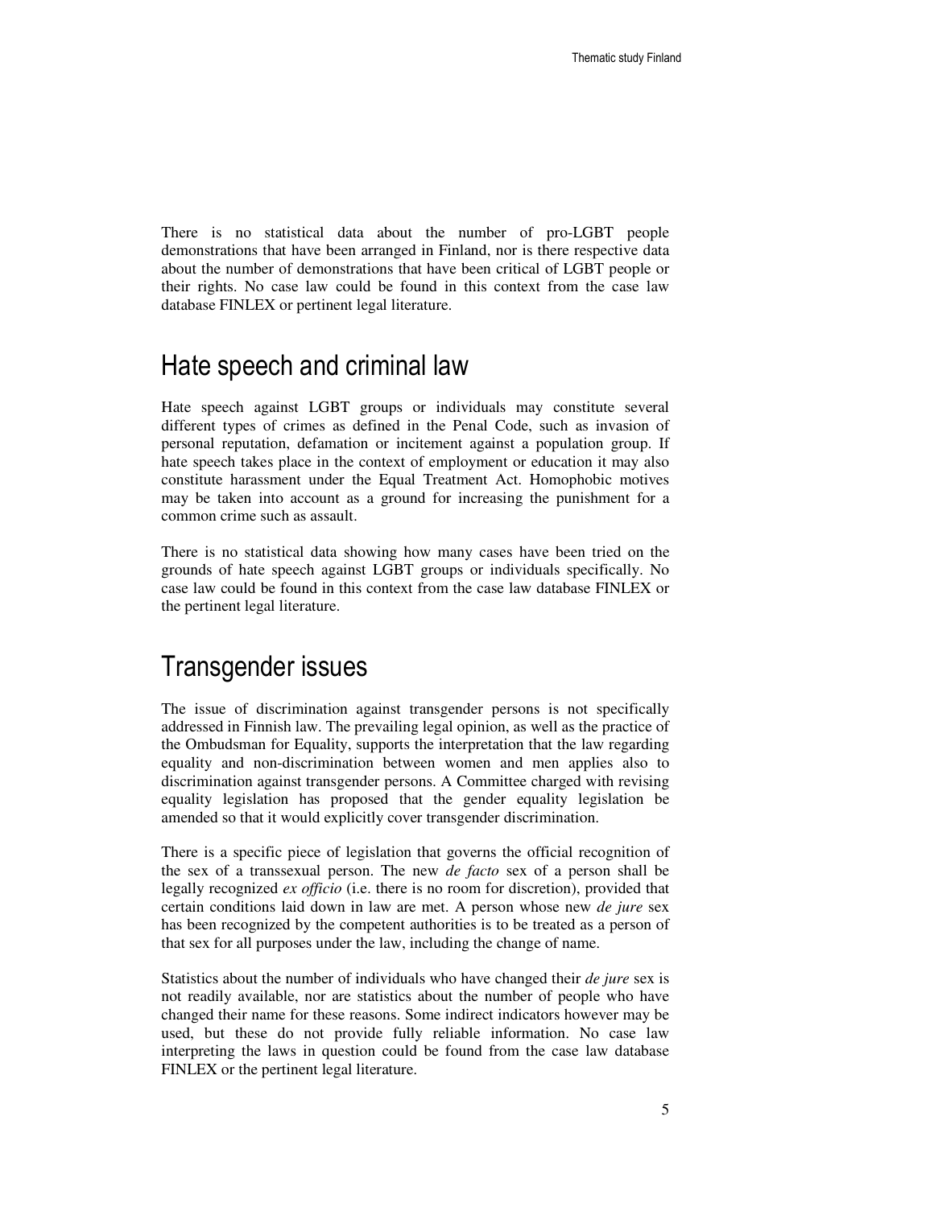There is no statistical data about the number of pro-LGBT people demonstrations that have been arranged in Finland, nor is there respective data about the number of demonstrations that have been critical of LGBT people or their rights. No case law could be found in this context from the case law database FINLEX or pertinent legal literature.

## Hate speech and criminal law

Hate speech against LGBT groups or individuals may constitute several different types of crimes as defined in the Penal Code, such as invasion of personal reputation, defamation or incitement against a population group. If hate speech takes place in the context of employment or education it may also constitute harassment under the Equal Treatment Act. Homophobic motives may be taken into account as a ground for increasing the punishment for a common crime such as assault.

There is no statistical data showing how many cases have been tried on the grounds of hate speech against LGBT groups or individuals specifically. No case law could be found in this context from the case law database FINLEX or the pertinent legal literature.

## Transgender issues

The issue of discrimination against transgender persons is not specifically addressed in Finnish law. The prevailing legal opinion, as well as the practice of the Ombudsman for Equality, supports the interpretation that the law regarding equality and non-discrimination between women and men applies also to discrimination against transgender persons. A Committee charged with revising equality legislation has proposed that the gender equality legislation be amended so that it would explicitly cover transgender discrimination.

There is a specific piece of legislation that governs the official recognition of the sex of a transsexual person. The new *de facto* sex of a person shall be legally recognized *ex officio* (i.e. there is no room for discretion), provided that certain conditions laid down in law are met. A person whose new *de jure* sex has been recognized by the competent authorities is to be treated as a person of that sex for all purposes under the law, including the change of name.

Statistics about the number of individuals who have changed their *de jure* sex is not readily available, nor are statistics about the number of people who have changed their name for these reasons. Some indirect indicators however may be used, but these do not provide fully reliable information. No case law interpreting the laws in question could be found from the case law database FINLEX or the pertinent legal literature.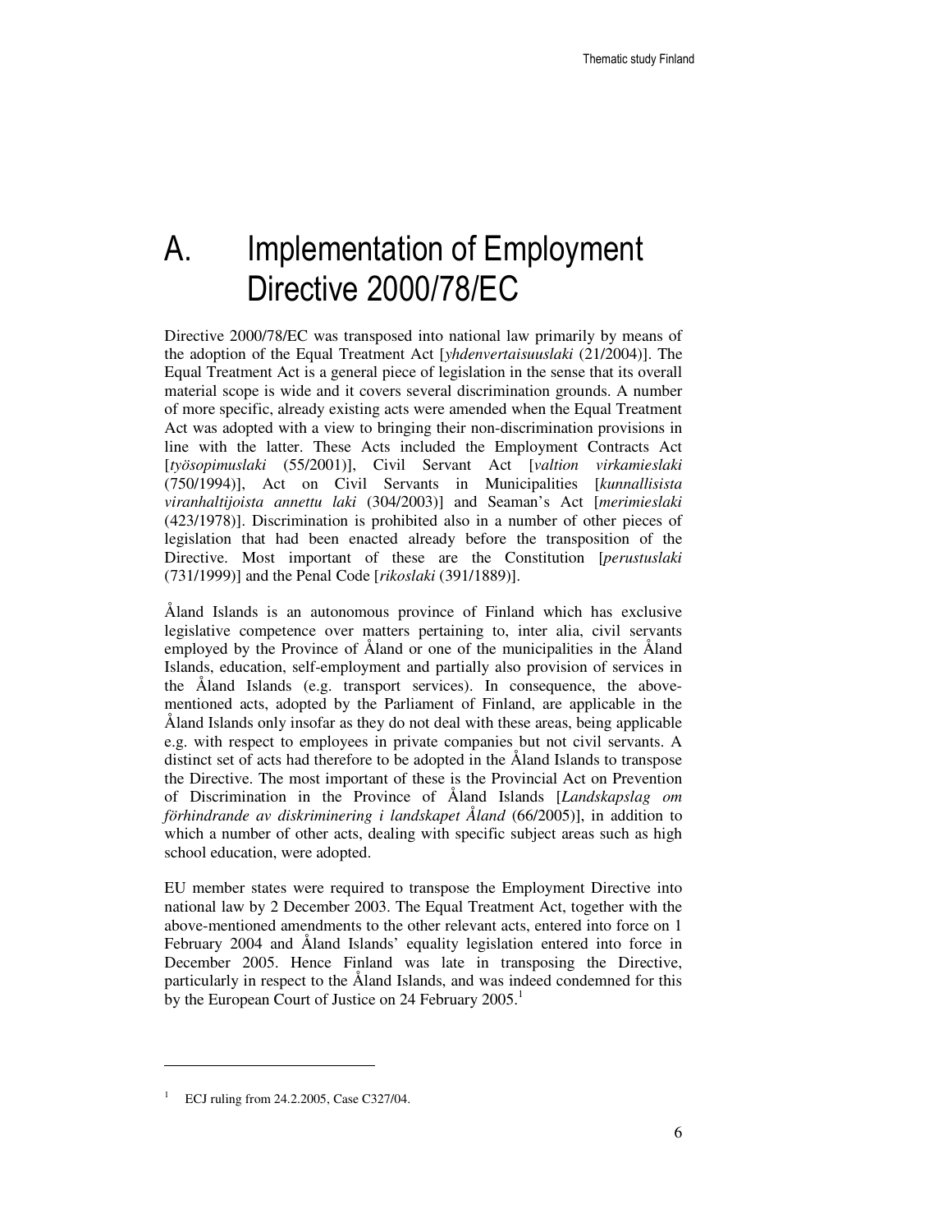# A. Implementation of Employment Directive 2000/78/EC

Directive 2000/78/EC was transposed into national law primarily by means of the adoption of the Equal Treatment Act [*yhdenvertaisuuslaki* (21/2004)]. The Equal Treatment Act is a general piece of legislation in the sense that its overall material scope is wide and it covers several discrimination grounds. A number of more specific, already existing acts were amended when the Equal Treatment Act was adopted with a view to bringing their non-discrimination provisions in line with the latter. These Acts included the Employment Contracts Act [*työsopimuslaki* (55/2001)], Civil Servant Act [*valtion virkamieslaki* (750/1994)], Act on Civil Servants in Municipalities [*kunnallisista viranhaltijoista annettu laki* (304/2003)] and Seaman's Act [*merimieslaki* (423/1978)]. Discrimination is prohibited also in a number of other pieces of legislation that had been enacted already before the transposition of the Directive. Most important of these are the Constitution [*perustuslaki* (731/1999)] and the Penal Code [*rikoslaki* (391/1889)].

Åland Islands is an autonomous province of Finland which has exclusive legislative competence over matters pertaining to, inter alia, civil servants employed by the Province of Åland or one of the municipalities in the Åland Islands, education, self-employment and partially also provision of services in the Åland Islands (e.g. transport services). In consequence, the above-mentioned acts, adopted by the Parliament of Finland, are applicable in the Åland Islands only insofar as they do not deal with these areas, being applicable e.g. with respect to employees in private companies but not civil servants. A distinct set of acts had therefore to be adopted in the Åland Islands to transpose the Directive. The most important of these is the Provincial Act on Prevention of Discrimination in the Province of Åland Islands [*Landskapslag om förhindrande av diskriminering i landskapet Åland* (66/2005)], in addition to which a number of other acts, dealing with specific subject areas such as high school education, were adopted.

EU member states were required to transpose the Employment Directive into national law by 2 December 2003. The Equal Treatment Act, together with the above-mentioned amendments to the other relevant acts, entered into force on 1 February 2004 and Åland Islands' equality legislation entered into force in December 2005. Hence Finland was late in transposing the Directive, particularly in respect to the Åland Islands, and was indeed condemned for this by the European Court of Justice on 24 February 2005.[1]

[1] ECJ ruling from 24.2.2005, Case C327/04.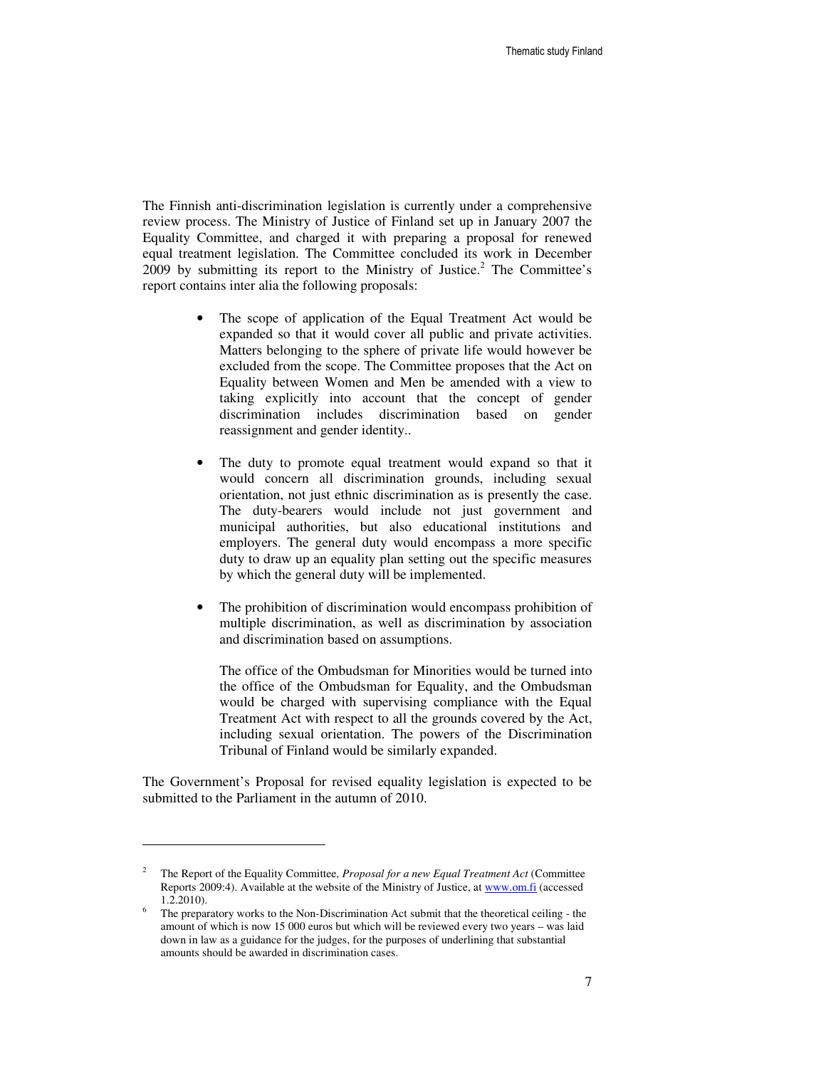The Finnish anti-discrimination legislation is currently under a comprehensive review process. The Ministry of Justice of Finland set up in January 2007 the Equality Committee, and charged it with preparing a proposal for renewed equal treatment legislation. The Committee concluded its work in December 2009 by submitting its report to the Ministry of Justice.[2] The Committee's report contains inter alia the following proposals:

- The scope of application of the Equal Treatment Act would be expanded so that it would cover all public and private activities. Matters belonging to the sphere of private life would however be excluded from the scope. The Committee proposes that the Act on Equality between Women and Men be amended with a view to taking explicitly into account that the concept of gender discrimination includes discrimination based on gender reassignment and gender identity..

- The duty to promote equal treatment would expand so that it would concern all discrimination grounds, including sexual orientation, not just ethnic discrimination as is presently the case. The duty-bearers would include not just government and municipal authorities, but also educational institutions and employers. The general duty would encompass a more specific duty to draw up an equality plan setting out the specific measures by which the general duty will be implemented.

- The prohibition of discrimination would encompass prohibition of multiple discrimination, as well as discrimination by association and discrimination based on assumptions.

  The office of the Ombudsman for Minorities would be turned into the office of the Ombudsman for Equality, and the Ombudsman would be charged with supervising compliance with the Equal Treatment Act with respect to all the grounds covered by the Act, including sexual orientation. The powers of the Discrimination Tribunal of Finland would be similarly expanded.

The Government's Proposal for revised equality legislation is expected to be submitted to the Parliament in the autumn of 2010.

---

[2] The Report of the Equality Committee, *Proposal for a new Equal Treatment Act* (Committee Reports 2009:4). Available at the website of the Ministry of Justice, at www.om.fi (accessed 1.2.2010).

[6] The preparatory works to the Non-Discrimination Act submit that the theoretical ceiling - the amount of which is now 15 000 euros but which will be reviewed every two years – was laid down in law as a guidance for the judges, for the purposes of underlining that substantial amounts should be awarded in discrimination cases.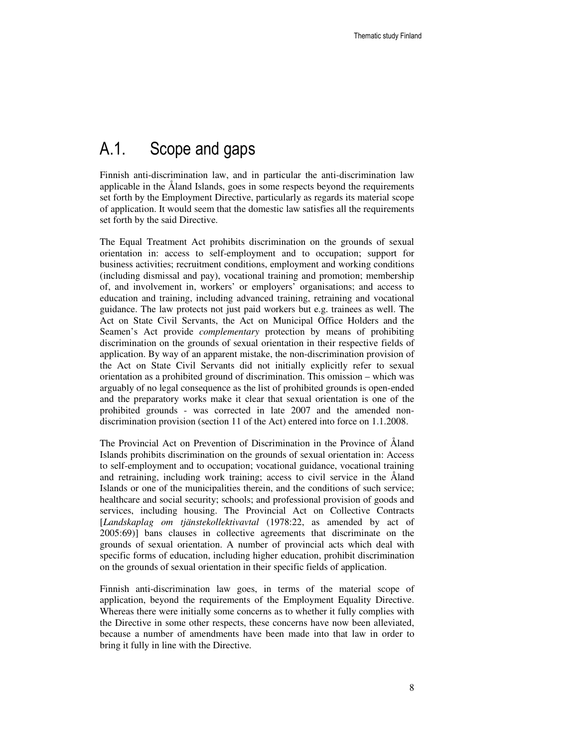## A.1. Scope and gaps

Finnish anti-discrimination law, and in particular the anti-discrimination law applicable in the Åland Islands, goes in some respects beyond the requirements set forth by the Employment Directive, particularly as regards its material scope of application. It would seem that the domestic law satisfies all the requirements set forth by the said Directive.

The Equal Treatment Act prohibits discrimination on the grounds of sexual orientation in: access to self-employment and to occupation; support for business activities; recruitment conditions, employment and working conditions (including dismissal and pay), vocational training and promotion; membership of, and involvement in, workers' or employers' organisations; and access to education and training, including advanced training, retraining and vocational guidance. The law protects not just paid workers but e.g. trainees as well. The Act on State Civil Servants, the Act on Municipal Office Holders and the Seamen's Act provide *complementary* protection by means of prohibiting discrimination on the grounds of sexual orientation in their respective fields of application. By way of an apparent mistake, the non-discrimination provision of the Act on State Civil Servants did not initially explicitly refer to sexual orientation as a prohibited ground of discrimination. This omission – which was arguably of no legal consequence as the list of prohibited grounds is open-ended and the preparatory works make it clear that sexual orientation is one of the prohibited grounds - was corrected in late 2007 and the amended non-discrimination provision (section 11 of the Act) entered into force on 1.1.2008.

The Provincial Act on Prevention of Discrimination in the Province of Åland Islands prohibits discrimination on the grounds of sexual orientation in: Access to self-employment and to occupation; vocational guidance, vocational training and retraining, including work training; access to civil service in the Åland Islands or one of the municipalities therein, and the conditions of such service; healthcare and social security; schools; and professional provision of goods and services, including housing. The Provincial Act on Collective Contracts [*Landskaplag om tjänstekollektivavtal* (1978:22, as amended by act of 2005:69)] bans clauses in collective agreements that discriminate on the grounds of sexual orientation. A number of provincial acts which deal with specific forms of education, including higher education, prohibit discrimination on the grounds of sexual orientation in their specific fields of application.

Finnish anti-discrimination law goes, in terms of the material scope of application, beyond the requirements of the Employment Equality Directive. Whereas there were initially some concerns as to whether it fully complies with the Directive in some other respects, these concerns have now been alleviated, because a number of amendments have been made into that law in order to bring it fully in line with the Directive.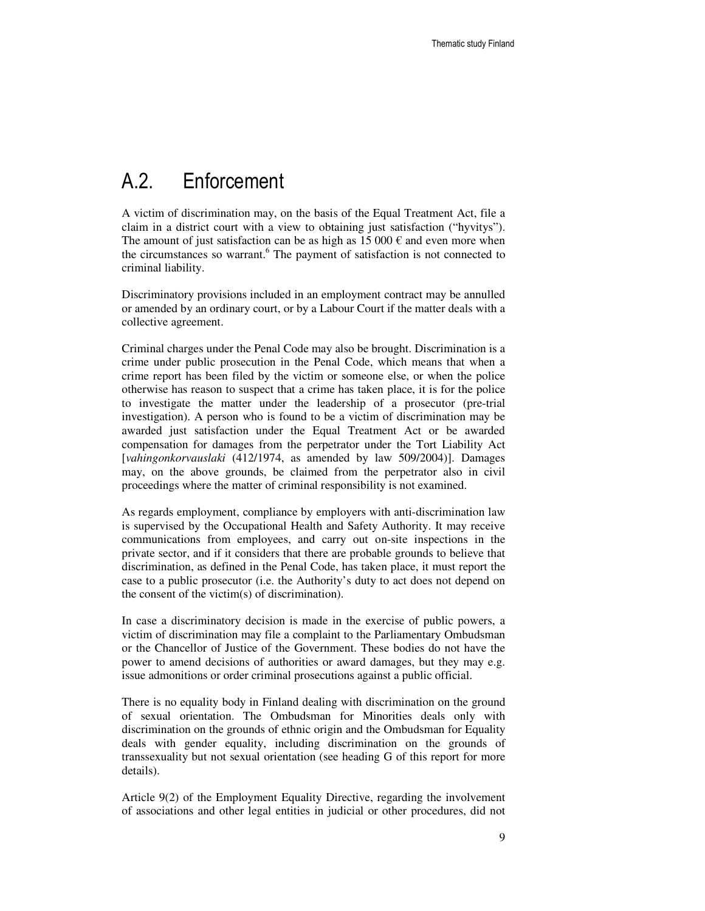## A.2. Enforcement

A victim of discrimination may, on the basis of the Equal Treatment Act, file a claim in a district court with a view to obtaining just satisfaction ("hyvitys"). The amount of just satisfaction can be as high as 15 000 € and even more when the circumstances so warrant.[6] The payment of satisfaction is not connected to criminal liability.

Discriminatory provisions included in an employment contract may be annulled or amended by an ordinary court, or by a Labour Court if the matter deals with a collective agreement.

Criminal charges under the Penal Code may also be brought. Discrimination is a crime under public prosecution in the Penal Code, which means that when a crime report has been filed by the victim or someone else, or when the police otherwise has reason to suspect that a crime has taken place, it is for the police to investigate the matter under the leadership of a prosecutor (pre-trial investigation). A person who is found to be a victim of discrimination may be awarded just satisfaction under the Equal Treatment Act or be awarded compensation for damages from the perpetrator under the Tort Liability Act [*vahingonkorvauslaki* (412/1974, as amended by law 509/2004)]. Damages may, on the above grounds, be claimed from the perpetrator also in civil proceedings where the matter of criminal responsibility is not examined.

As regards employment, compliance by employers with anti-discrimination law is supervised by the Occupational Health and Safety Authority. It may receive communications from employees, and carry out on-site inspections in the private sector, and if it considers that there are probable grounds to believe that discrimination, as defined in the Penal Code, has taken place, it must report the case to a public prosecutor (i.e. the Authority's duty to act does not depend on the consent of the victim(s) of discrimination).

In case a discriminatory decision is made in the exercise of public powers, a victim of discrimination may file a complaint to the Parliamentary Ombudsman or the Chancellor of Justice of the Government. These bodies do not have the power to amend decisions of authorities or award damages, but they may e.g. issue admonitions or order criminal prosecutions against a public official.

There is no equality body in Finland dealing with discrimination on the ground of sexual orientation. The Ombudsman for Minorities deals only with discrimination on the grounds of ethnic origin and the Ombudsman for Equality deals with gender equality, including discrimination on the grounds of transsexuality but not sexual orientation (see heading G of this report for more details).

Article 9(2) of the Employment Equality Directive, regarding the involvement of associations and other legal entities in judicial or other procedures, did not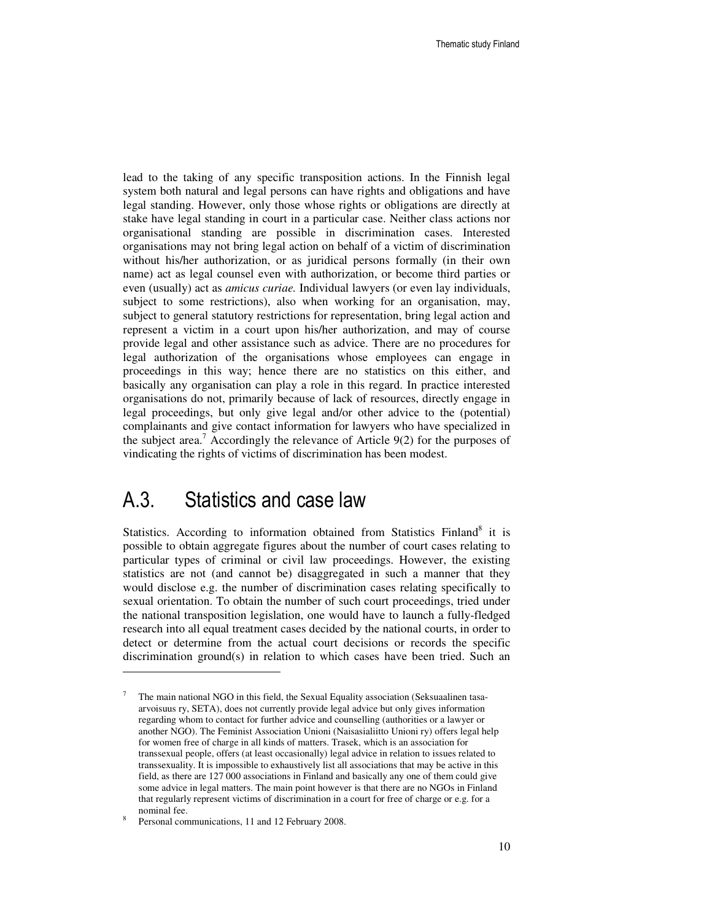lead to the taking of any specific transposition actions. In the Finnish legal system both natural and legal persons can have rights and obligations and have legal standing. However, only those whose rights or obligations are directly at stake have legal standing in court in a particular case. Neither class actions nor organisational standing are possible in discrimination cases. Interested organisations may not bring legal action on behalf of a victim of discrimination without his/her authorization, or as juridical persons formally (in their own name) act as legal counsel even with authorization, or become third parties or even (usually) act as *amicus curiae.* Individual lawyers (or even lay individuals, subject to some restrictions), also when working for an organisation, may, subject to general statutory restrictions for representation, bring legal action and represent a victim in a court upon his/her authorization, and may of course provide legal and other assistance such as advice. There are no procedures for legal authorization of the organisations whose employees can engage in proceedings in this way; hence there are no statistics on this either, and basically any organisation can play a role in this regard. In practice interested organisations do not, primarily because of lack of resources, directly engage in legal proceedings, but only give legal and/or other advice to the (potential) complainants and give contact information for lawyers who have specialized in the subject area.[7] Accordingly the relevance of Article 9(2) for the purposes of vindicating the rights of victims of discrimination has been modest.

## A.3. Statistics and case law

Statistics. According to information obtained from Statistics Finland[8] it is possible to obtain aggregate figures about the number of court cases relating to particular types of criminal or civil law proceedings. However, the existing statistics are not (and cannot be) disaggregated in such a manner that they would disclose e.g. the number of discrimination cases relating specifically to sexual orientation. To obtain the number of such court proceedings, tried under the national transposition legislation, one would have to launch a fully-fledged research into all equal treatment cases decided by the national courts, in order to detect or determine from the actual court decisions or records the specific discrimination ground(s) in relation to which cases have been tried. Such an

---

[7] The main national NGO in this field, the Sexual Equality association (Seksuaalinen tasa-arvoisuus ry, SETA), does not currently provide legal advice but only gives information regarding whom to contact for further advice and counselling (authorities or a lawyer or another NGO). The Feminist Association Unioni (Naisasialiitto Unioni ry) offers legal help for women free of charge in all kinds of matters. Trasek, which is an association for transsexual people, offers (at least occasionally) legal advice in relation to issues related to transsexuality. It is impossible to exhaustively list all associations that may be active in this field, as there are 127 000 associations in Finland and basically any one of them could give some advice in legal matters. The main point however is that there are no NGOs in Finland that regularly represent victims of discrimination in a court for free of charge or e.g. for a nominal fee.

[8] Personal communications, 11 and 12 February 2008.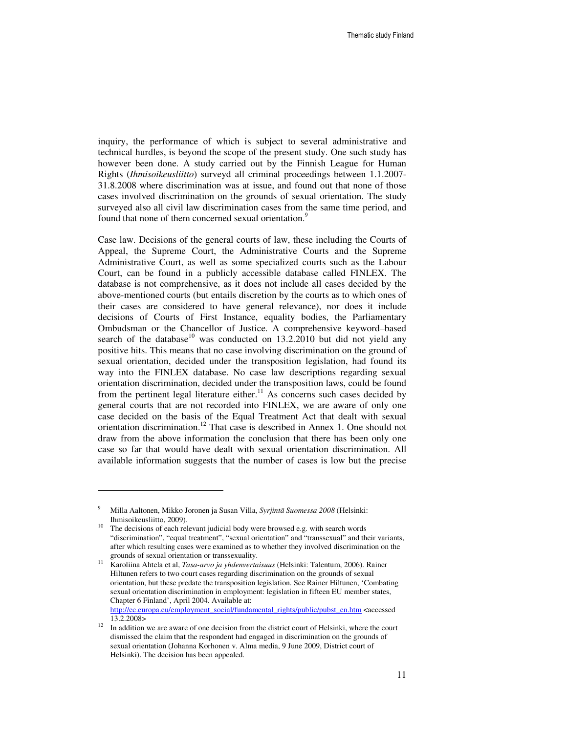inquiry, the performance of which is subject to several administrative and technical hurdles, is beyond the scope of the present study. One such study has however been done. A study carried out by the Finnish League for Human Rights (*Ihmisoikeusliitto*) surveyd all criminal proceedings between 1.1.2007-31.8.2008 where discrimination was at issue, and found out that none of those cases involved discrimination on the grounds of sexual orientation. The study surveyed also all civil law discrimination cases from the same time period, and found that none of them concerned sexual orientation.[9]

Case law. Decisions of the general courts of law, these including the Courts of Appeal, the Supreme Court, the Administrative Courts and the Supreme Administrative Court, as well as some specialized courts such as the Labour Court, can be found in a publicly accessible database called FINLEX. The database is not comprehensive, as it does not include all cases decided by the above-mentioned courts (but entails discretion by the courts as to which ones of their cases are considered to have general relevance), nor does it include decisions of Courts of First Instance, equality bodies, the Parliamentary Ombudsman or the Chancellor of Justice. A comprehensive keyword–based search of the database[10] was conducted on 13.2.2010 but did not yield any positive hits. This means that no case involving discrimination on the ground of sexual orientation, decided under the transposition legislation, had found its way into the FINLEX database. No case law descriptions regarding sexual orientation discrimination, decided under the transposition laws, could be found from the pertinent legal literature either.[11] As concerns such cases decided by general courts that are not recorded into FINLEX, we are aware of only one case decided on the basis of the Equal Treatment Act that dealt with sexual orientation discrimination.[12] That case is described in Annex 1. One should not draw from the above information the conclusion that there has been only one case so far that would have dealt with sexual orientation discrimination. All available information suggests that the number of cases is low but the precise

---

[9] Milla Aaltonen, Mikko Joronen ja Susan Villa, *Syrjintä Suomessa 2008* (Helsinki: Ihmisoikeusliitto, 2009).

[10] The decisions of each relevant judicial body were browsed e.g. with search words "discrimination", "equal treatment", "sexual orientation" and "transsexual" and their variants, after which resulting cases were examined as to whether they involved discrimination on the grounds of sexual orientation or transsexuality.

[11] Karoliina Ahtela et al, *Tasa-arvo ja yhdenvertaisuus* (Helsinki: Talentum, 2006). Rainer Hiltunen refers to two court cases regarding discrimination on the grounds of sexual orientation, but these predate the transposition legislation. See Rainer Hiltunen, 'Combating sexual orientation discrimination in employment: legislation in fifteen EU member states, Chapter 6 Finland', April 2004. Available at: http://ec.europa.eu/employment_social/fundamental_rights/public/pubst_en.htm <accessed 13.2.2008>

[12] In addition we are aware of one decision from the district court of Helsinki, where the court dismissed the claim that the respondent had engaged in discrimination on the grounds of sexual orientation (Johanna Korhonen v. Alma media, 9 June 2009, District court of Helsinki). The decision has been appealed.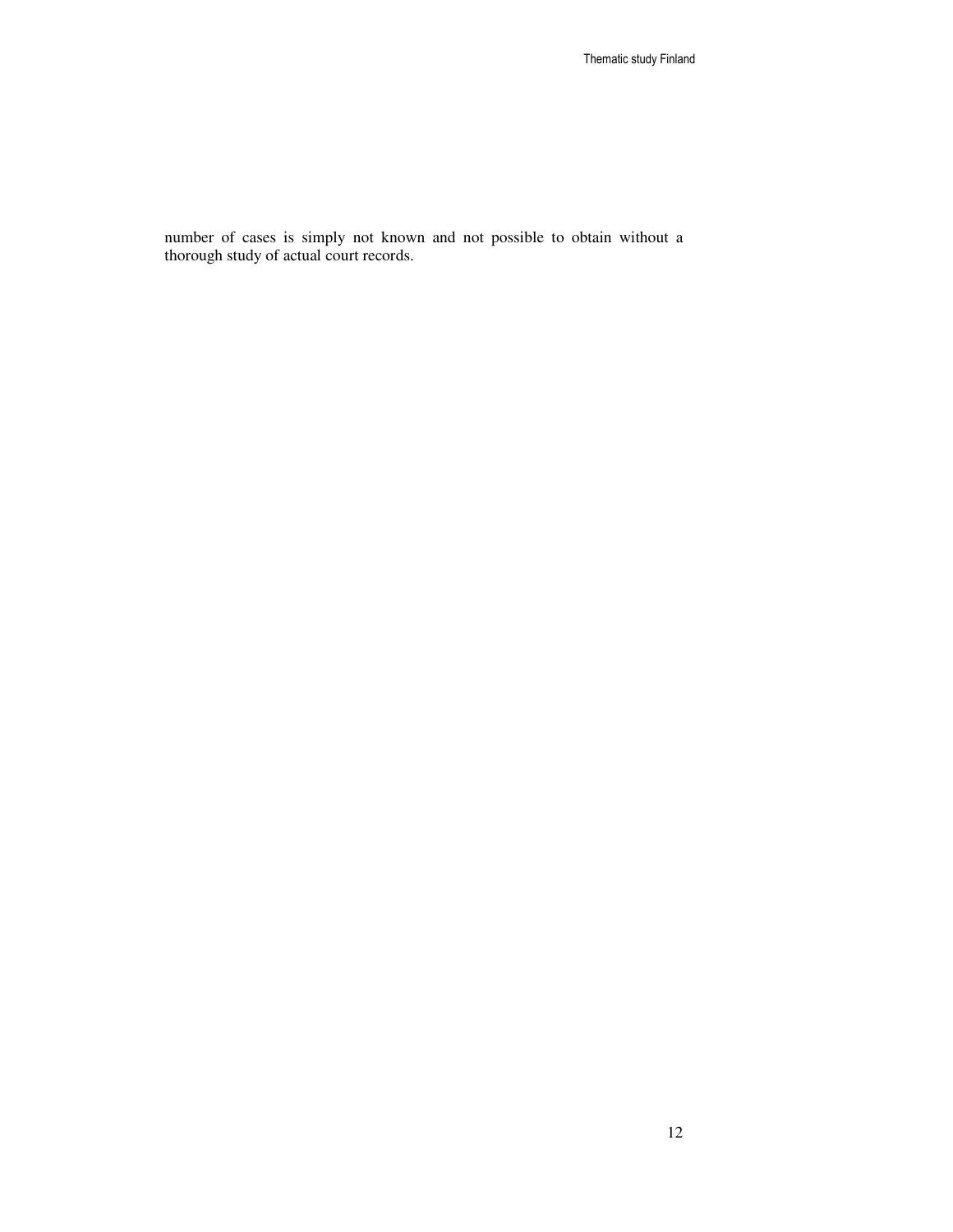number of cases is simply not known and not possible to obtain without a thorough study of actual court records.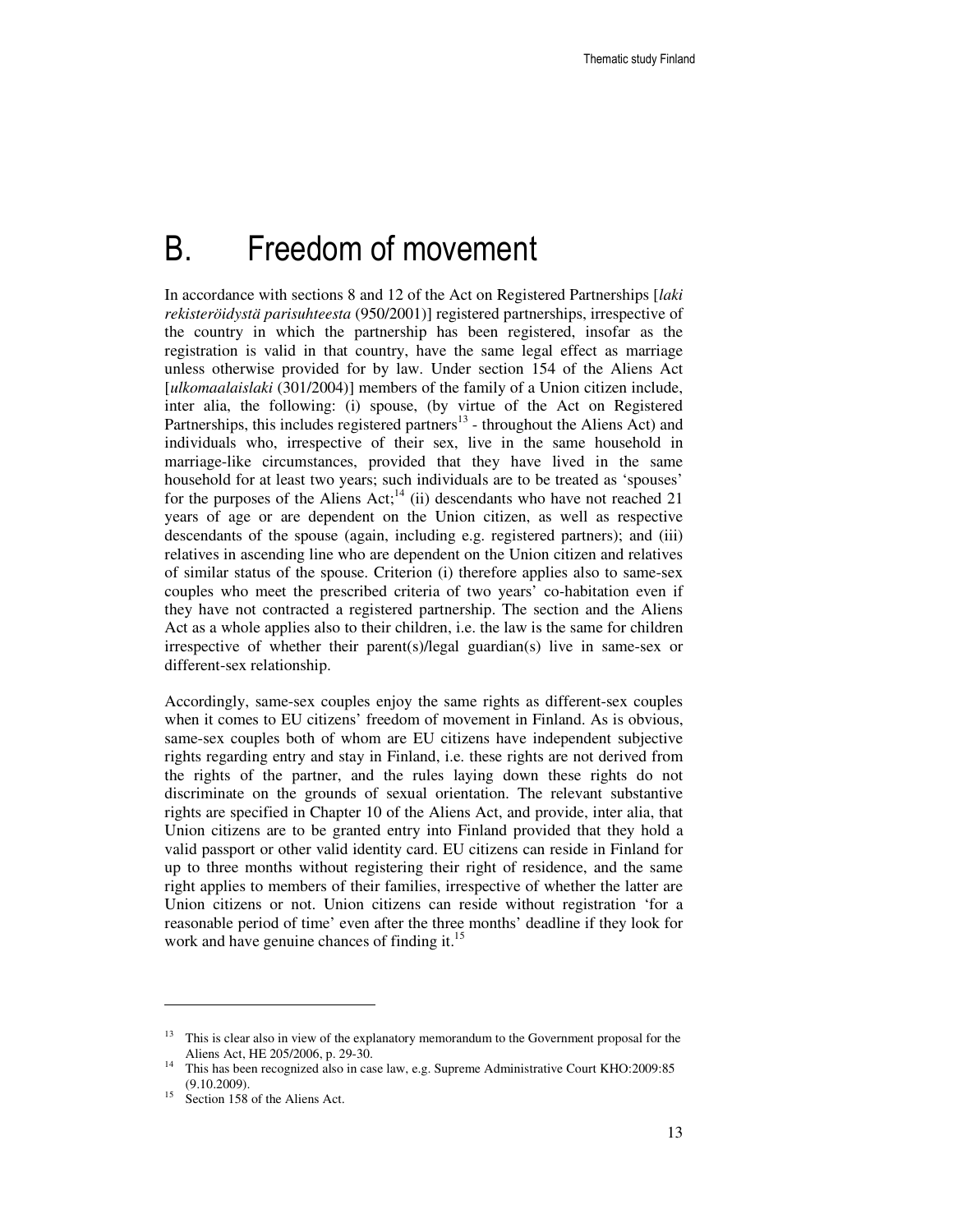# B. Freedom of movement

In accordance with sections 8 and 12 of the Act on Registered Partnerships [*laki rekisteröidystä parisuhteesta* (950/2001)] registered partnerships, irrespective of the country in which the partnership has been registered, insofar as the registration is valid in that country, have the same legal effect as marriage unless otherwise provided for by law. Under section 154 of the Aliens Act [*ulkomaalaislaki* (301/2004)] members of the family of a Union citizen include, inter alia, the following: (i) spouse, (by virtue of the Act on Registered Partnerships, this includes registered partners[13] - throughout the Aliens Act) and individuals who, irrespective of their sex, live in the same household in marriage-like circumstances, provided that they have lived in the same household for at least two years; such individuals are to be treated as 'spouses' for the purposes of the Aliens Act;[14] (ii) descendants who have not reached 21 years of age or are dependent on the Union citizen, as well as respective descendants of the spouse (again, including e.g. registered partners); and (iii) relatives in ascending line who are dependent on the Union citizen and relatives of similar status of the spouse. Criterion (i) therefore applies also to same-sex couples who meet the prescribed criteria of two years' co-habitation even if they have not contracted a registered partnership. The section and the Aliens Act as a whole applies also to their children, i.e. the law is the same for children irrespective of whether their parent(s)/legal guardian(s) live in same-sex or different-sex relationship.

Accordingly, same-sex couples enjoy the same rights as different-sex couples when it comes to EU citizens' freedom of movement in Finland. As is obvious, same-sex couples both of whom are EU citizens have independent subjective rights regarding entry and stay in Finland, i.e. these rights are not derived from the rights of the partner, and the rules laying down these rights do not discriminate on the grounds of sexual orientation. The relevant substantive rights are specified in Chapter 10 of the Aliens Act, and provide, inter alia, that Union citizens are to be granted entry into Finland provided that they hold a valid passport or other valid identity card. EU citizens can reside in Finland for up to three months without registering their right of residence, and the same right applies to members of their families, irrespective of whether the latter are Union citizens or not. Union citizens can reside without registration 'for a reasonable period of time' even after the three months' deadline if they look for work and have genuine chances of finding it.[15]

---

[13] This is clear also in view of the explanatory memorandum to the Government proposal for the Aliens Act, HE 205/2006, p. 29-30.

[14] This has been recognized also in case law, e.g. Supreme Administrative Court KHO:2009:85 (9.10.2009).

[15] Section 158 of the Aliens Act.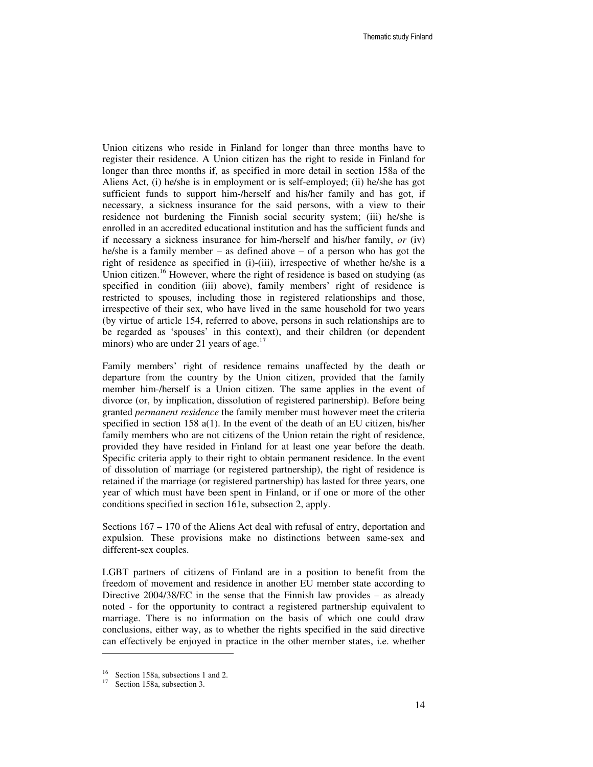Union citizens who reside in Finland for longer than three months have to register their residence. A Union citizen has the right to reside in Finland for longer than three months if, as specified in more detail in section 158a of the Aliens Act, (i) he/she is in employment or is self-employed; (ii) he/she has got sufficient funds to support him-/herself and his/her family and has got, if necessary, a sickness insurance for the said persons, with a view to their residence not burdening the Finnish social security system; (iii) he/she is enrolled in an accredited educational institution and has the sufficient funds and if necessary a sickness insurance for him-/herself and his/her family, *or* (iv) he/she is a family member – as defined above – of a person who has got the right of residence as specified in (i)-(iii), irrespective of whether he/she is a Union citizen.[16] However, where the right of residence is based on studying (as specified in condition (iii) above), family members' right of residence is restricted to spouses, including those in registered relationships and those, irrespective of their sex, who have lived in the same household for two years (by virtue of article 154, referred to above, persons in such relationships are to be regarded as 'spouses' in this context), and their children (or dependent minors) who are under 21 years of age.[17]

Family members' right of residence remains unaffected by the death or departure from the country by the Union citizen, provided that the family member him-/herself is a Union citizen. The same applies in the event of divorce (or, by implication, dissolution of registered partnership). Before being granted *permanent residence* the family member must however meet the criteria specified in section 158 a(1). In the event of the death of an EU citizen, his/her family members who are not citizens of the Union retain the right of residence, provided they have resided in Finland for at least one year before the death. Specific criteria apply to their right to obtain permanent residence. In the event of dissolution of marriage (or registered partnership), the right of residence is retained if the marriage (or registered partnership) has lasted for three years, one year of which must have been spent in Finland, or if one or more of the other conditions specified in section 161e, subsection 2, apply.

Sections 167 – 170 of the Aliens Act deal with refusal of entry, deportation and expulsion. These provisions make no distinctions between same-sex and different-sex couples.

LGBT partners of citizens of Finland are in a position to benefit from the freedom of movement and residence in another EU member state according to Directive 2004/38/EC in the sense that the Finnish law provides – as already noted - for the opportunity to contract a registered partnership equivalent to marriage. There is no information on the basis of which one could draw conclusions, either way, as to whether the rights specified in the said directive can effectively be enjoyed in practice in the other member states, i.e. whether

[16] Section 158a, subsections 1 and 2.

[17] Section 158a, subsection 3.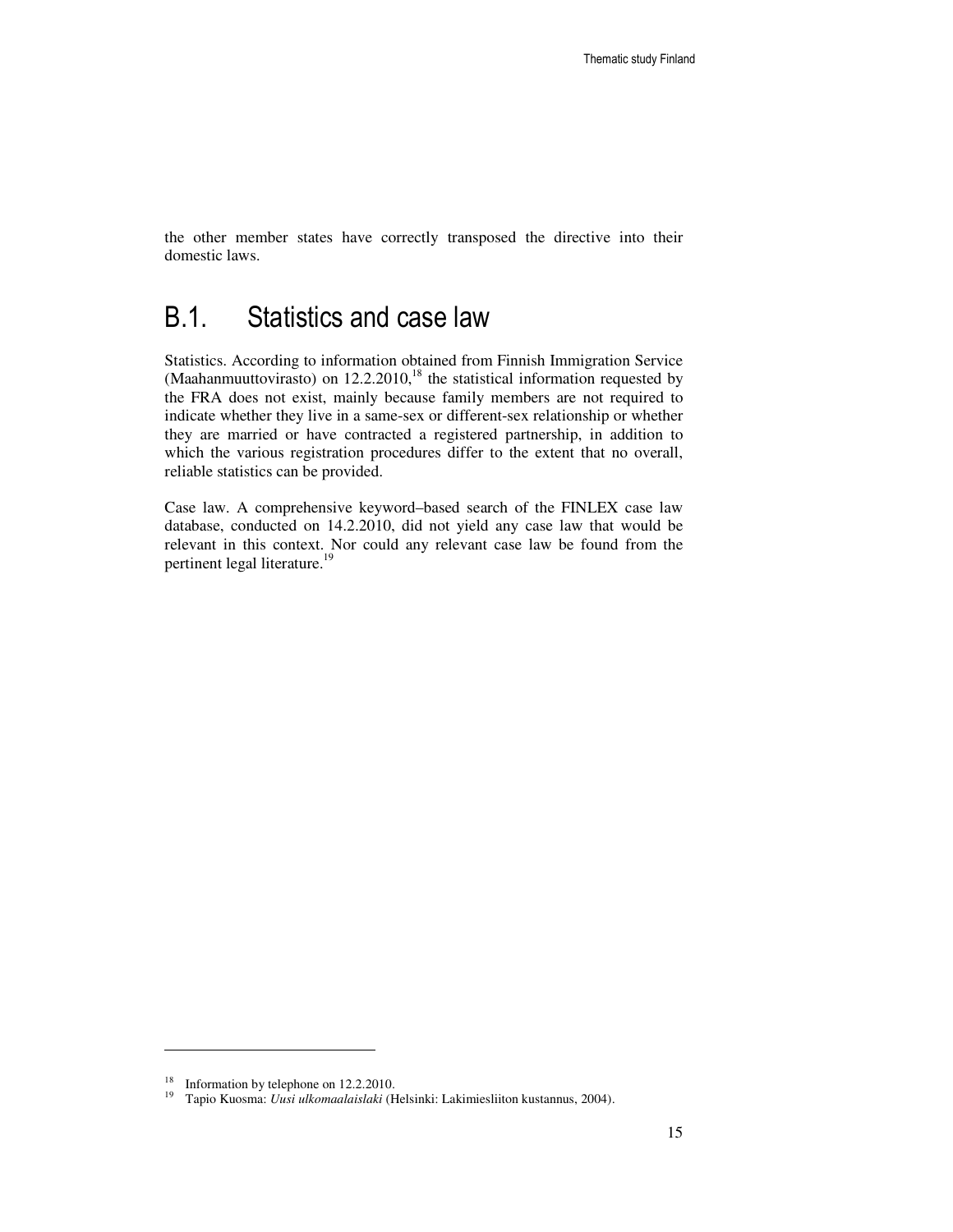the other member states have correctly transposed the directive into their domestic laws.

## B.1. Statistics and case law

Statistics. According to information obtained from Finnish Immigration Service (Maahanmuuttovirasto) on 12.2.2010,[18] the statistical information requested by the FRA does not exist, mainly because family members are not required to indicate whether they live in a same-sex or different-sex relationship or whether they are married or have contracted a registered partnership, in addition to which the various registration procedures differ to the extent that no overall, reliable statistics can be provided.

Case law. A comprehensive keyword–based search of the FINLEX case law database, conducted on 14.2.2010, did not yield any case law that would be relevant in this context. Nor could any relevant case law be found from the pertinent legal literature.[19]

---

[18] Information by telephone on 12.2.2010.

[19] Tapio Kuosma: *Uusi ulkomaalaislaki* (Helsinki: Lakimiesliiton kustannus, 2004).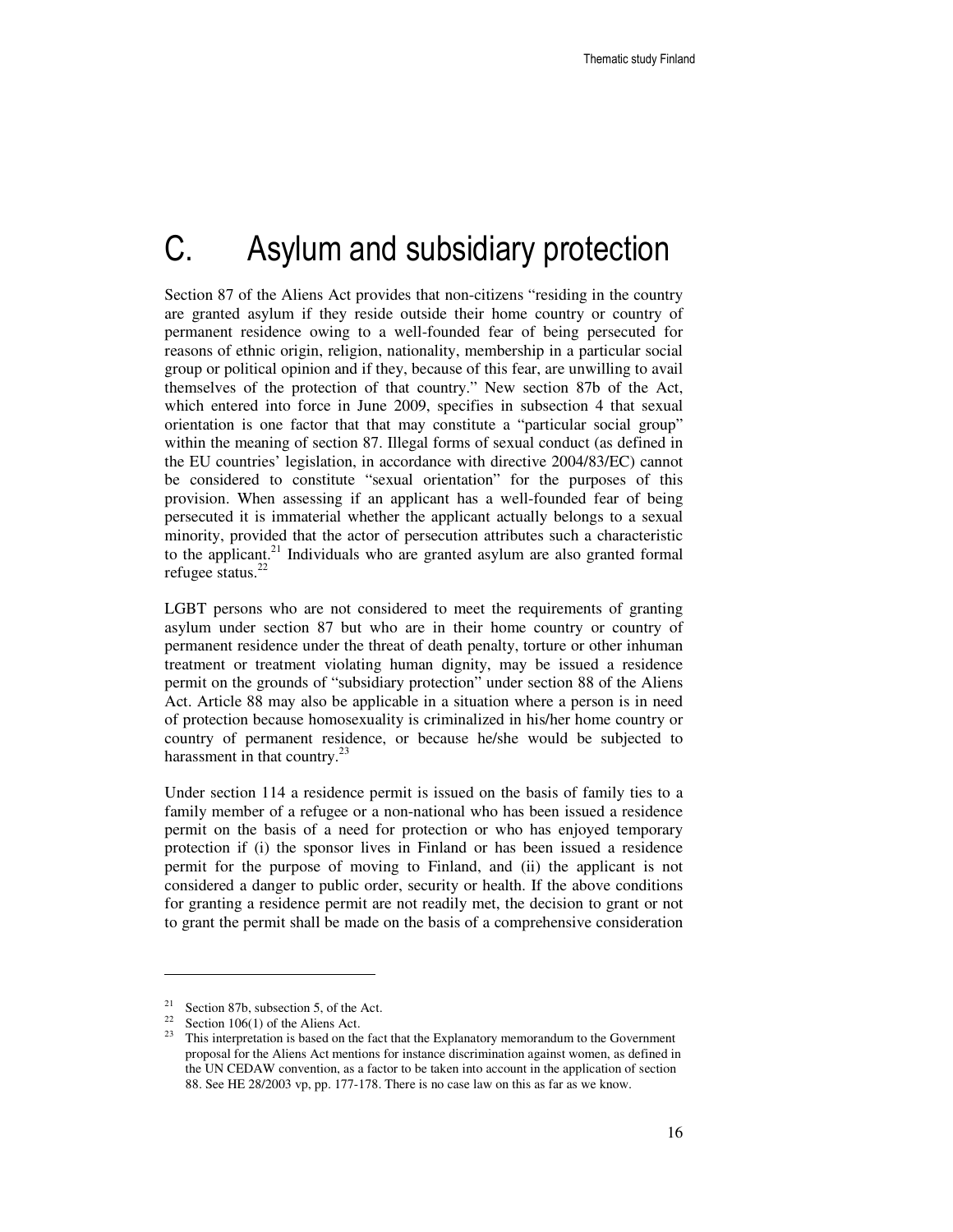# C. Asylum and subsidiary protection

Section 87 of the Aliens Act provides that non-citizens "residing in the country are granted asylum if they reside outside their home country or country of permanent residence owing to a well-founded fear of being persecuted for reasons of ethnic origin, religion, nationality, membership in a particular social group or political opinion and if they, because of this fear, are unwilling to avail themselves of the protection of that country." New section 87b of the Act, which entered into force in June 2009, specifies in subsection 4 that sexual orientation is one factor that that may constitute a "particular social group" within the meaning of section 87. Illegal forms of sexual conduct (as defined in the EU countries' legislation, in accordance with directive 2004/83/EC) cannot be considered to constitute "sexual orientation" for the purposes of this provision. When assessing if an applicant has a well-founded fear of being persecuted it is immaterial whether the applicant actually belongs to a sexual minority, provided that the actor of persecution attributes such a characteristic to the applicant.[21] Individuals who are granted asylum are also granted formal refugee status.[22]

LGBT persons who are not considered to meet the requirements of granting asylum under section 87 but who are in their home country or country of permanent residence under the threat of death penalty, torture or other inhuman treatment or treatment violating human dignity, may be issued a residence permit on the grounds of "subsidiary protection" under section 88 of the Aliens Act. Article 88 may also be applicable in a situation where a person is in need of protection because homosexuality is criminalized in his/her home country or country of permanent residence, or because he/she would be subjected to harassment in that country.[23]

Under section 114 a residence permit is issued on the basis of family ties to a family member of a refugee or a non-national who has been issued a residence permit on the basis of a need for protection or who has enjoyed temporary protection if (i) the sponsor lives in Finland or has been issued a residence permit for the purpose of moving to Finland, and (ii) the applicant is not considered a danger to public order, security or health. If the above conditions for granting a residence permit are not readily met, the decision to grant or not to grant the permit shall be made on the basis of a comprehensive consideration

---

[21] Section 87b, subsection 5, of the Act.

[22] Section 106(1) of the Aliens Act.

[23] This interpretation is based on the fact that the Explanatory memorandum to the Government proposal for the Aliens Act mentions for instance discrimination against women, as defined in the UN CEDAW convention, as a factor to be taken into account in the application of section 88. See HE 28/2003 vp, pp. 177-178. There is no case law on this as far as we know.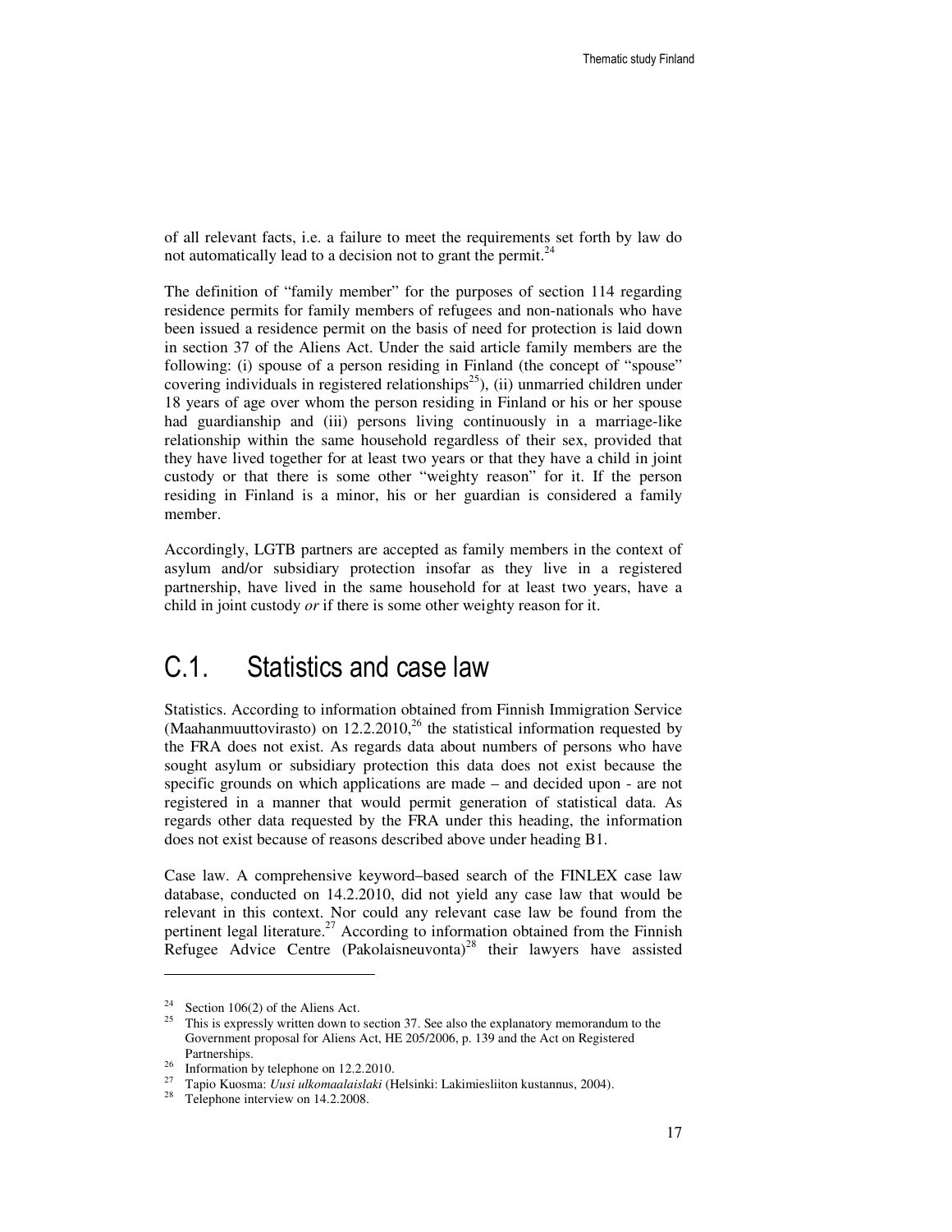of all relevant facts, i.e. a failure to meet the requirements set forth by law do not automatically lead to a decision not to grant the permit.[24]

The definition of "family member" for the purposes of section 114 regarding residence permits for family members of refugees and non-nationals who have been issued a residence permit on the basis of need for protection is laid down in section 37 of the Aliens Act. Under the said article family members are the following: (i) spouse of a person residing in Finland (the concept of "spouse" covering individuals in registered relationships[25]), (ii) unmarried children under 18 years of age over whom the person residing in Finland or his or her spouse had guardianship and (iii) persons living continuously in a marriage-like relationship within the same household regardless of their sex, provided that they have lived together for at least two years or that they have a child in joint custody or that there is some other "weighty reason" for it. If the person residing in Finland is a minor, his or her guardian is considered a family member.

Accordingly, LGTB partners are accepted as family members in the context of asylum and/or subsidiary protection insofar as they live in a registered partnership, have lived in the same household for at least two years, have a child in joint custody *or* if there is some other weighty reason for it.

## C.1. Statistics and case law

Statistics. According to information obtained from Finnish Immigration Service (Maahanmuuttovirasto) on 12.2.2010,[26] the statistical information requested by the FRA does not exist. As regards data about numbers of persons who have sought asylum or subsidiary protection this data does not exist because the specific grounds on which applications are made – and decided upon - are not registered in a manner that would permit generation of statistical data. As regards other data requested by the FRA under this heading, the information does not exist because of reasons described above under heading B1.

Case law. A comprehensive keyword–based search of the FINLEX case law database, conducted on 14.2.2010, did not yield any case law that would be relevant in this context. Nor could any relevant case law be found from the pertinent legal literature.[27] According to information obtained from the Finnish Refugee Advice Centre (Pakolaisneuvonta)[28] their lawyers have assisted

---

[24] Section 106(2) of the Aliens Act.

[25] This is expressly written down to section 37. See also the explanatory memorandum to the Government proposal for Aliens Act, HE 205/2006, p. 139 and the Act on Registered Partnerships.

[26] Information by telephone on 12.2.2010.

[27] Tapio Kuosma: *Uusi ulkomaalaislaki* (Helsinki: Lakimiesliiton kustannus, 2004).

[28] Telephone interview on 14.2.2008.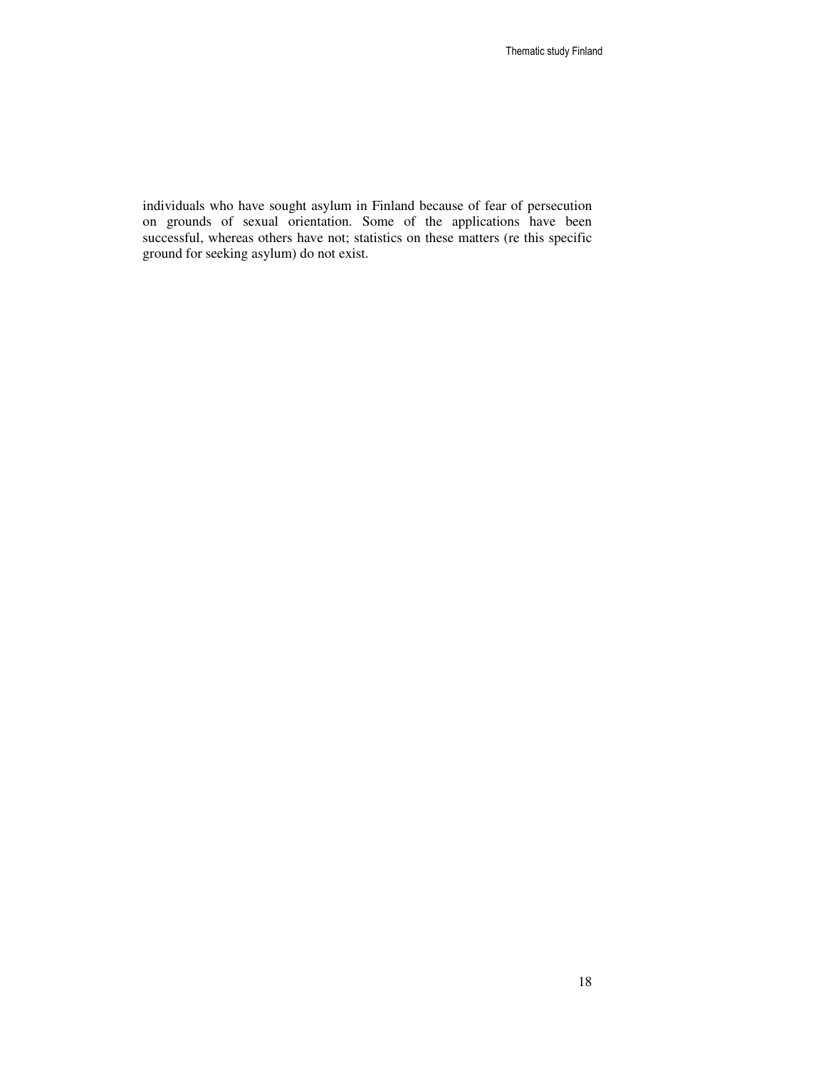individuals who have sought asylum in Finland because of fear of persecution on grounds of sexual orientation. Some of the applications have been successful, whereas others have not; statistics on these matters (re this specific ground for seeking asylum) do not exist.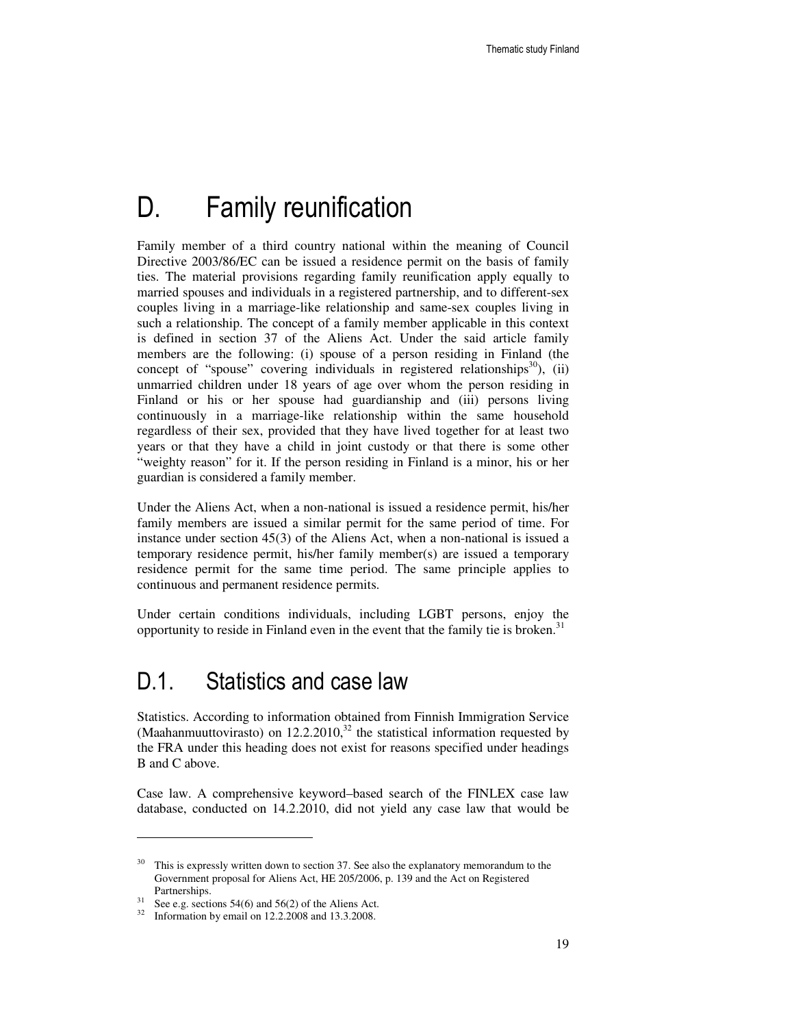# D. Family reunification

Family member of a third country national within the meaning of Council Directive 2003/86/EC can be issued a residence permit on the basis of family ties. The material provisions regarding family reunification apply equally to married spouses and individuals in a registered partnership, and to different-sex couples living in a marriage-like relationship and same-sex couples living in such a relationship. The concept of a family member applicable in this context is defined in section 37 of the Aliens Act. Under the said article family members are the following: (i) spouse of a person residing in Finland (the concept of "spouse" covering individuals in registered relationships[30]), (ii) unmarried children under 18 years of age over whom the person residing in Finland or his or her spouse had guardianship and (iii) persons living continuously in a marriage-like relationship within the same household regardless of their sex, provided that they have lived together for at least two years or that they have a child in joint custody or that there is some other "weighty reason" for it. If the person residing in Finland is a minor, his or her guardian is considered a family member.

Under the Aliens Act, when a non-national is issued a residence permit, his/her family members are issued a similar permit for the same period of time. For instance under section 45(3) of the Aliens Act, when a non-national is issued a temporary residence permit, his/her family member(s) are issued a temporary residence permit for the same time period. The same principle applies to continuous and permanent residence permits.

Under certain conditions individuals, including LGBT persons, enjoy the opportunity to reside in Finland even in the event that the family tie is broken.[31]

## D.1. Statistics and case law

Statistics. According to information obtained from Finnish Immigration Service (Maahanmuuttovirasto) on 12.2.2010,[32] the statistical information requested by the FRA under this heading does not exist for reasons specified under headings B and C above.

Case law. A comprehensive keyword–based search of the FINLEX case law database, conducted on 14.2.2010, did not yield any case law that would be

---

[30] This is expressly written down to section 37. See also the explanatory memorandum to the Government proposal for Aliens Act, HE 205/2006, p. 139 and the Act on Registered Partnerships.

[31] See e.g. sections 54(6) and 56(2) of the Aliens Act.

[32] Information by email on 12.2.2008 and 13.3.2008.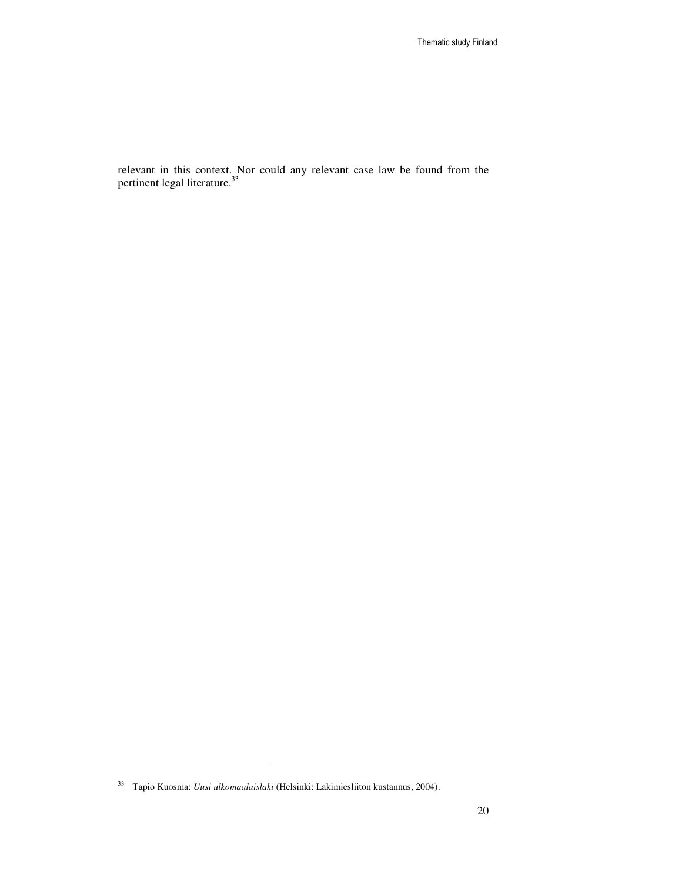relevant in this context. Nor could any relevant case law be found from the pertinent legal literature.[33]

[33] Tapio Kuosma: *Uusi ulkomaalaislaki* (Helsinki: Lakimiesliiton kustannus, 2004).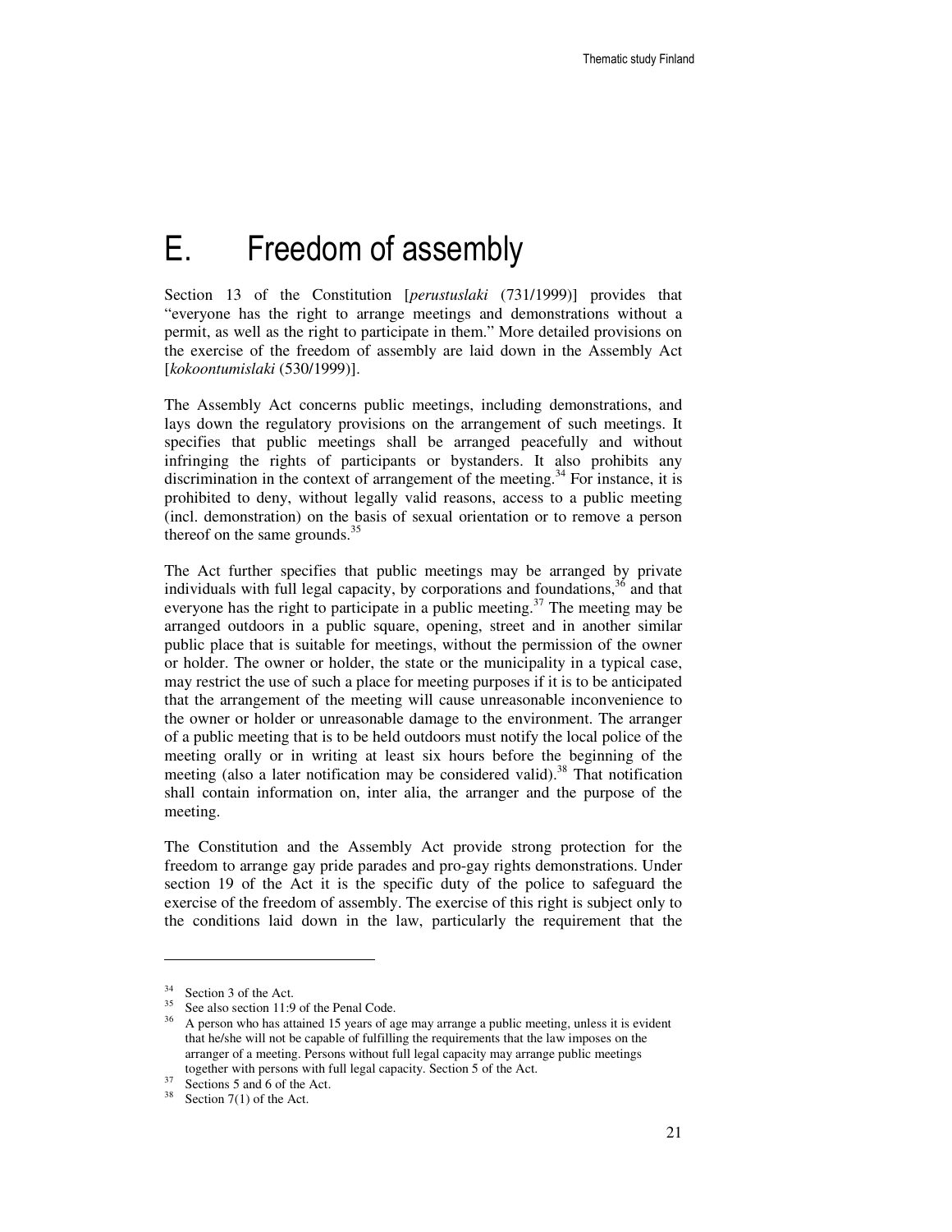# E. Freedom of assembly

Section 13 of the Constitution [*perustuslaki* (731/1999)] provides that "everyone has the right to arrange meetings and demonstrations without a permit, as well as the right to participate in them." More detailed provisions on the exercise of the freedom of assembly are laid down in the Assembly Act [*kokoontumislaki* (530/1999)].

The Assembly Act concerns public meetings, including demonstrations, and lays down the regulatory provisions on the arrangement of such meetings. It specifies that public meetings shall be arranged peacefully and without infringing the rights of participants or bystanders. It also prohibits any discrimination in the context of arrangement of the meeting.[34] For instance, it is prohibited to deny, without legally valid reasons, access to a public meeting (incl. demonstration) on the basis of sexual orientation or to remove a person thereof on the same grounds.[35]

The Act further specifies that public meetings may be arranged by private individuals with full legal capacity, by corporations and foundations,[36] and that everyone has the right to participate in a public meeting.[37] The meeting may be arranged outdoors in a public square, opening, street and in another similar public place that is suitable for meetings, without the permission of the owner or holder. The owner or holder, the state or the municipality in a typical case, may restrict the use of such a place for meeting purposes if it is to be anticipated that the arrangement of the meeting will cause unreasonable inconvenience to the owner or holder or unreasonable damage to the environment. The arranger of a public meeting that is to be held outdoors must notify the local police of the meeting orally or in writing at least six hours before the beginning of the meeting (also a later notification may be considered valid).[38] That notification shall contain information on, inter alia, the arranger and the purpose of the meeting.

The Constitution and the Assembly Act provide strong protection for the freedom to arrange gay pride parades and pro-gay rights demonstrations. Under section 19 of the Act it is the specific duty of the police to safeguard the exercise of the freedom of assembly. The exercise of this right is subject only to the conditions laid down in the law, particularly the requirement that the

---

[34] Section 3 of the Act.

[35] See also section 11:9 of the Penal Code.

[36] A person who has attained 15 years of age may arrange a public meeting, unless it is evident that he/she will not be capable of fulfilling the requirements that the law imposes on the arranger of a meeting. Persons without full legal capacity may arrange public meetings together with persons with full legal capacity. Section 5 of the Act.

[37] Sections 5 and 6 of the Act.

[38] Section 7(1) of the Act.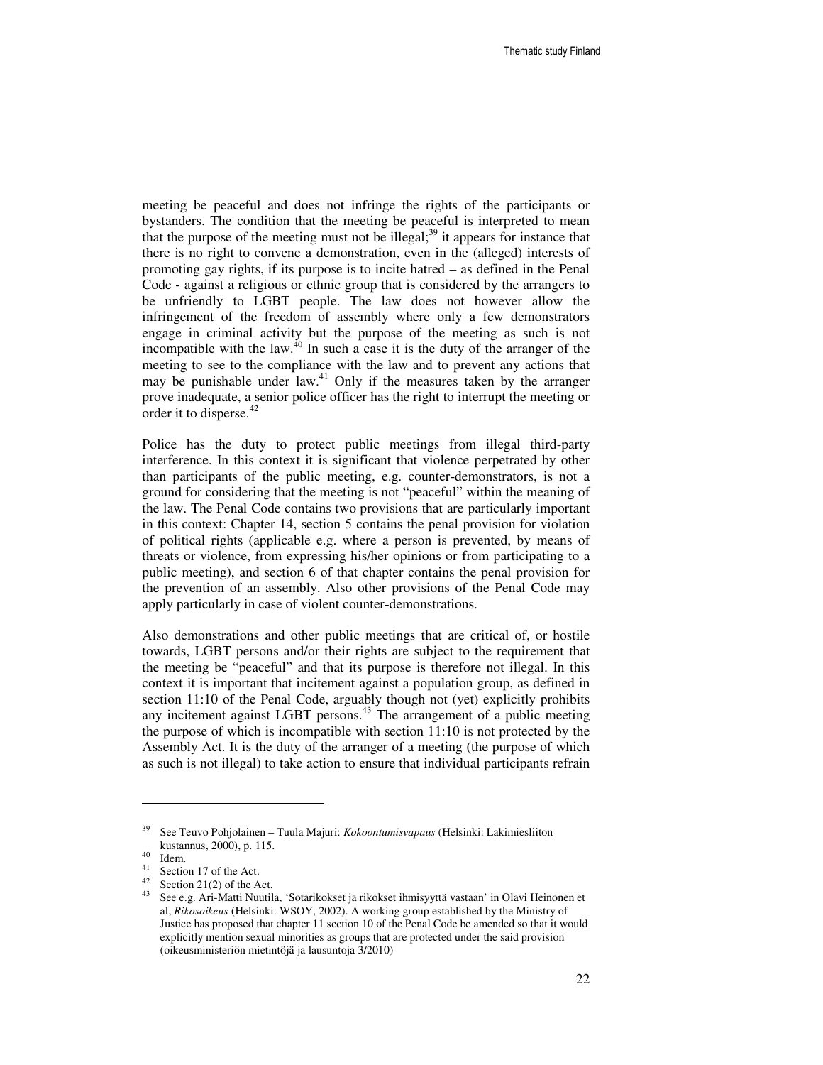meeting be peaceful and does not infringe the rights of the participants or bystanders. The condition that the meeting be peaceful is interpreted to mean that the purpose of the meeting must not be illegal;[39] it appears for instance that there is no right to convene a demonstration, even in the (alleged) interests of promoting gay rights, if its purpose is to incite hatred – as defined in the Penal Code - against a religious or ethnic group that is considered by the arrangers to be unfriendly to LGBT people. The law does not however allow the infringement of the freedom of assembly where only a few demonstrators engage in criminal activity but the purpose of the meeting as such is not incompatible with the law.[40] In such a case it is the duty of the arranger of the meeting to see to the compliance with the law and to prevent any actions that may be punishable under law.[41] Only if the measures taken by the arranger prove inadequate, a senior police officer has the right to interrupt the meeting or order it to disperse.[42]

Police has the duty to protect public meetings from illegal third-party interference. In this context it is significant that violence perpetrated by other than participants of the public meeting, e.g. counter-demonstrators, is not a ground for considering that the meeting is not "peaceful" within the meaning of the law. The Penal Code contains two provisions that are particularly important in this context: Chapter 14, section 5 contains the penal provision for violation of political rights (applicable e.g. where a person is prevented, by means of threats or violence, from expressing his/her opinions or from participating to a public meeting), and section 6 of that chapter contains the penal provision for the prevention of an assembly. Also other provisions of the Penal Code may apply particularly in case of violent counter-demonstrations.

Also demonstrations and other public meetings that are critical of, or hostile towards, LGBT persons and/or their rights are subject to the requirement that the meeting be "peaceful" and that its purpose is therefore not illegal. In this context it is important that incitement against a population group, as defined in section 11:10 of the Penal Code, arguably though not (yet) explicitly prohibits any incitement against LGBT persons.[43] The arrangement of a public meeting the purpose of which is incompatible with section 11:10 is not protected by the Assembly Act. It is the duty of the arranger of a meeting (the purpose of which as such is not illegal) to take action to ensure that individual participants refrain

---

[39] See Teuvo Pohjolainen – Tuula Majuri: *Kokoontumisvapaus* (Helsinki: Lakimiesliiton kustannus, 2000), p. 115.

[40] Idem.

[41] Section 17 of the Act.

[42] Section 21(2) of the Act.

[43] See e.g. Ari-Matti Nuutila, 'Sotarikokset ja rikokset ihmisyyttä vastaan' in Olavi Heinonen et al, *Rikosoikeus* (Helsinki: WSOY, 2002). A working group established by the Ministry of Justice has proposed that chapter 11 section 10 of the Penal Code be amended so that it would explicitly mention sexual minorities as groups that are protected under the said provision (oikeusministeriön mietintöjä ja lausuntoja 3/2010)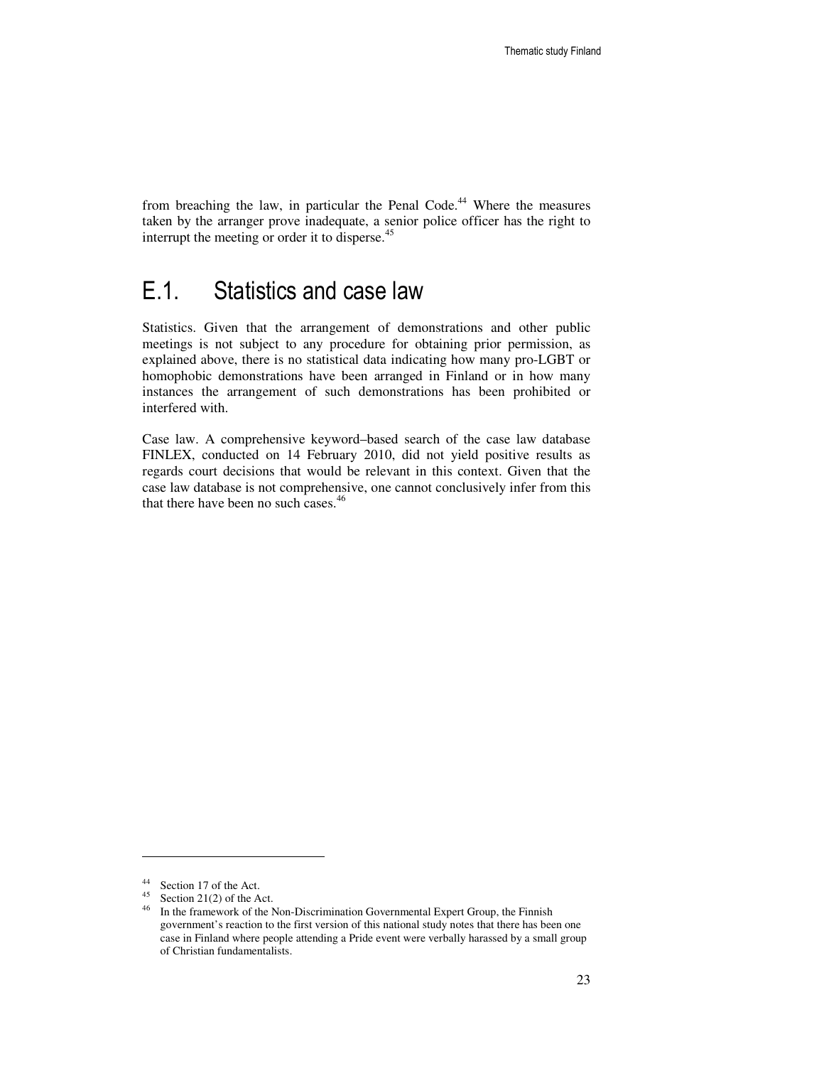from breaching the law, in particular the Penal Code.[44] Where the measures taken by the arranger prove inadequate, a senior police officer has the right to interrupt the meeting or order it to disperse.[45]

## E.1. Statistics and case law

Statistics. Given that the arrangement of demonstrations and other public meetings is not subject to any procedure for obtaining prior permission, as explained above, there is no statistical data indicating how many pro-LGBT or homophobic demonstrations have been arranged in Finland or in how many instances the arrangement of such demonstrations has been prohibited or interfered with.

Case law. A comprehensive keyword–based search of the case law database FINLEX, conducted on 14 February 2010, did not yield positive results as regards court decisions that would be relevant in this context. Given that the case law database is not comprehensive, one cannot conclusively infer from this that there have been no such cases.[46]

---

[44] Section 17 of the Act.

[45] Section 21(2) of the Act.

[46] In the framework of the Non-Discrimination Governmental Expert Group, the Finnish government's reaction to the first version of this national study notes that there has been one case in Finland where people attending a Pride event were verbally harassed by a small group of Christian fundamentalists.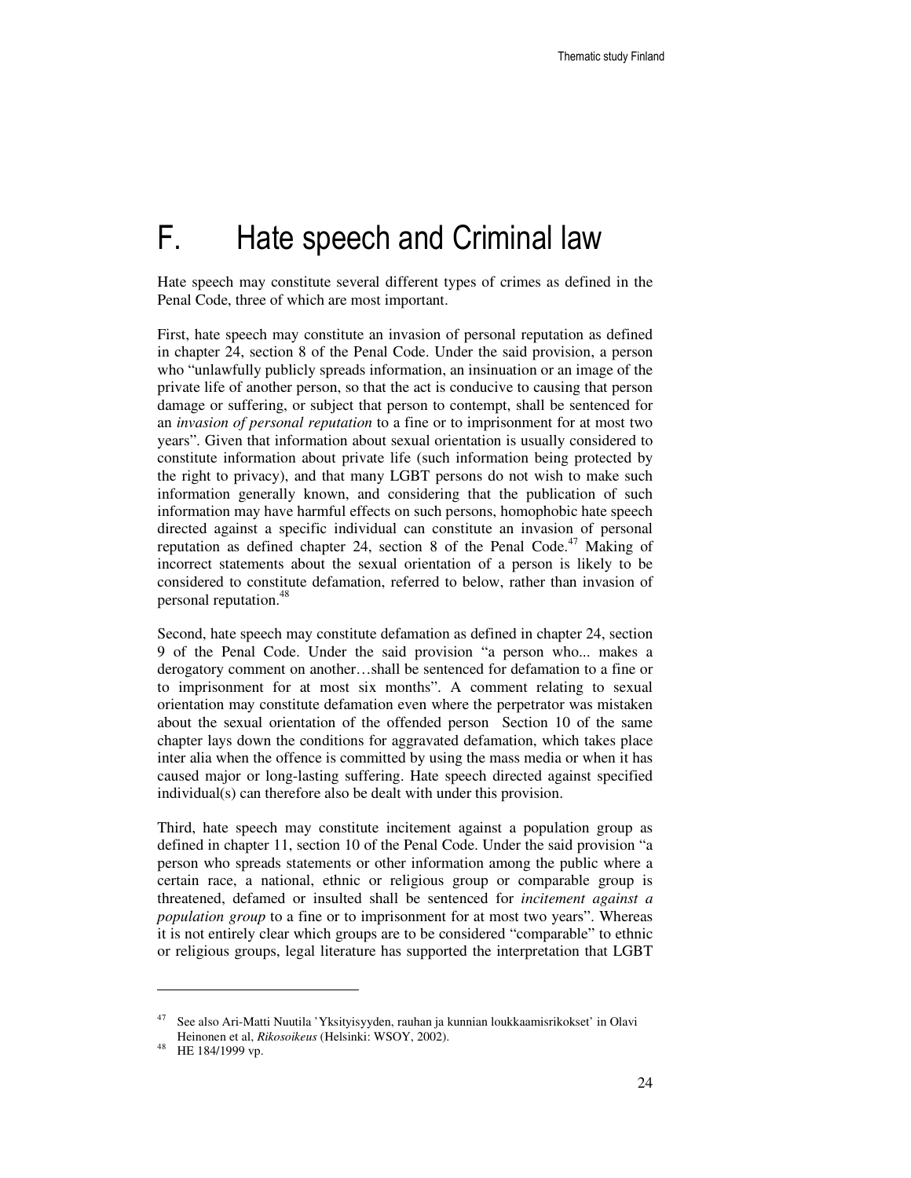# F. Hate speech and Criminal law

Hate speech may constitute several different types of crimes as defined in the Penal Code, three of which are most important.

First, hate speech may constitute an invasion of personal reputation as defined in chapter 24, section 8 of the Penal Code. Under the said provision, a person who "unlawfully publicly spreads information, an insinuation or an image of the private life of another person, so that the act is conducive to causing that person damage or suffering, or subject that person to contempt, shall be sentenced for an *invasion of personal reputation* to a fine or to imprisonment for at most two years". Given that information about sexual orientation is usually considered to constitute information about private life (such information being protected by the right to privacy), and that many LGBT persons do not wish to make such information generally known, and considering that the publication of such information may have harmful effects on such persons, homophobic hate speech directed against a specific individual can constitute an invasion of personal reputation as defined chapter 24, section 8 of the Penal Code.[47] Making of incorrect statements about the sexual orientation of a person is likely to be considered to constitute defamation, referred to below, rather than invasion of personal reputation.[48]

Second, hate speech may constitute defamation as defined in chapter 24, section 9 of the Penal Code. Under the said provision "a person who... makes a derogatory comment on another…shall be sentenced for defamation to a fine or to imprisonment for at most six months". A comment relating to sexual orientation may constitute defamation even where the perpetrator was mistaken about the sexual orientation of the offended person Section 10 of the same chapter lays down the conditions for aggravated defamation, which takes place inter alia when the offence is committed by using the mass media or when it has caused major or long-lasting suffering. Hate speech directed against specified individual(s) can therefore also be dealt with under this provision.

Third, hate speech may constitute incitement against a population group as defined in chapter 11, section 10 of the Penal Code. Under the said provision "a person who spreads statements or other information among the public where a certain race, a national, ethnic or religious group or comparable group is threatened, defamed or insulted shall be sentenced for *incitement against a population group* to a fine or to imprisonment for at most two years". Whereas it is not entirely clear which groups are to be considered "comparable" to ethnic or religious groups, legal literature has supported the interpretation that LGBT

---

[47] See also Ari-Matti Nuutila 'Yksityisyyden, rauhan ja kunnian loukkaamisrikokset' in Olavi Heinonen et al, *Rikosoikeus* (Helsinki: WSOY, 2002).

[48] HE 184/1999 vp.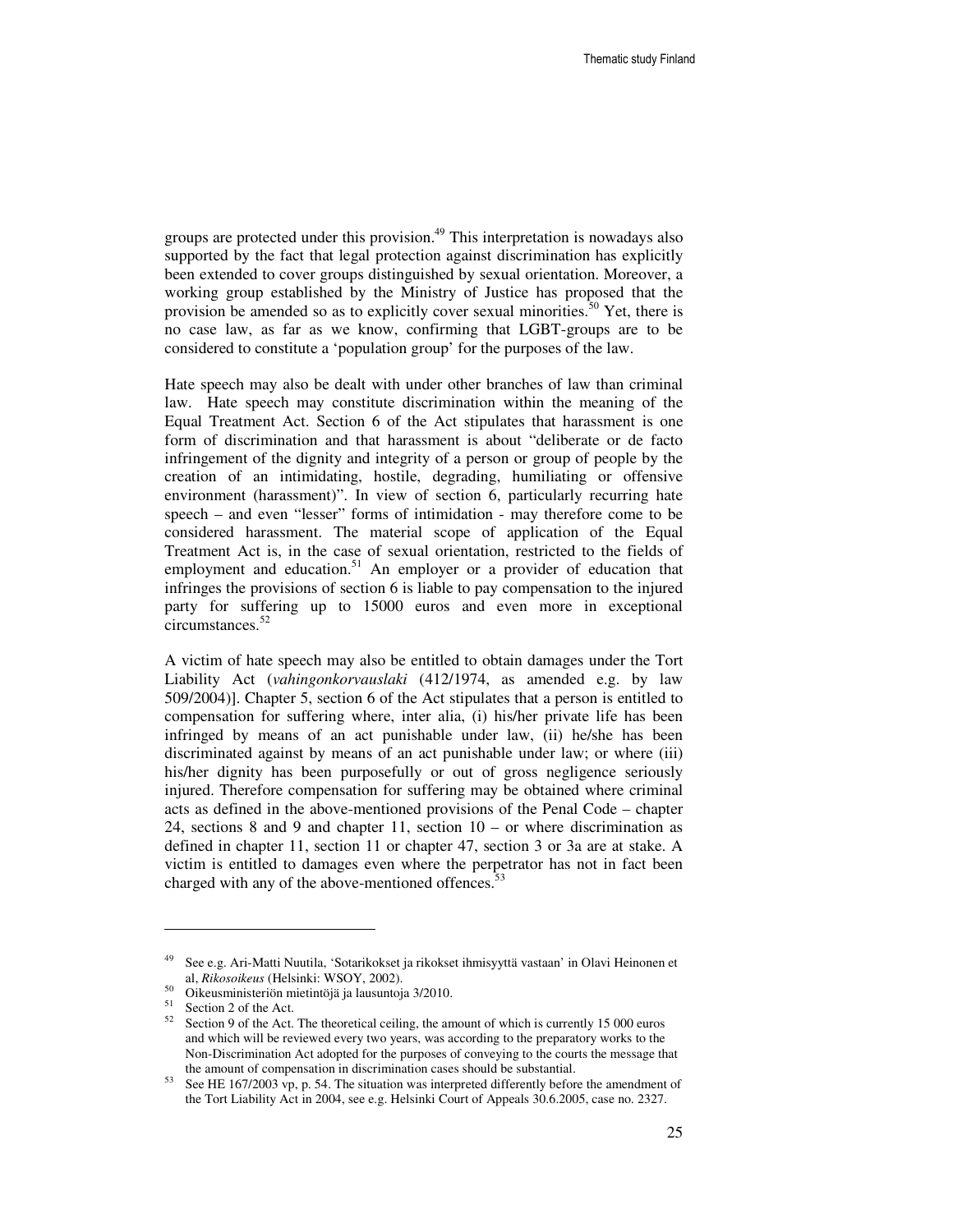groups are protected under this provision.[49] This interpretation is nowadays also supported by the fact that legal protection against discrimination has explicitly been extended to cover groups distinguished by sexual orientation. Moreover, a working group established by the Ministry of Justice has proposed that the provision be amended so as to explicitly cover sexual minorities.[50] Yet, there is no case law, as far as we know, confirming that LGBT-groups are to be considered to constitute a 'population group' for the purposes of the law.

Hate speech may also be dealt with under other branches of law than criminal law. Hate speech may constitute discrimination within the meaning of the Equal Treatment Act. Section 6 of the Act stipulates that harassment is one form of discrimination and that harassment is about "deliberate or de facto infringement of the dignity and integrity of a person or group of people by the creation of an intimidating, hostile, degrading, humiliating or offensive environment (harassment)". In view of section 6, particularly recurring hate speech – and even "lesser" forms of intimidation - may therefore come to be considered harassment. The material scope of application of the Equal Treatment Act is, in the case of sexual orientation, restricted to the fields of employment and education.[51] An employer or a provider of education that infringes the provisions of section 6 is liable to pay compensation to the injured party for suffering up to 15000 euros and even more in exceptional circumstances.[52]

A victim of hate speech may also be entitled to obtain damages under the Tort Liability Act (*vahingonkorvauslaki* (412/1974, as amended e.g. by law 509/2004)]. Chapter 5, section 6 of the Act stipulates that a person is entitled to compensation for suffering where, inter alia, (i) his/her private life has been infringed by means of an act punishable under law, (ii) he/she has been discriminated against by means of an act punishable under law; or where (iii) his/her dignity has been purposefully or out of gross negligence seriously injured. Therefore compensation for suffering may be obtained where criminal acts as defined in the above-mentioned provisions of the Penal Code – chapter 24, sections 8 and 9 and chapter 11, section 10 – or where discrimination as defined in chapter 11, section 11 or chapter 47, section 3 or 3a are at stake. A victim is entitled to damages even where the perpetrator has not in fact been charged with any of the above-mentioned offences.[53]

---

[49] See e.g. Ari-Matti Nuutila, 'Sotarikokset ja rikokset ihmisyyttä vastaan' in Olavi Heinonen et al, *Rikosoikeus* (Helsinki: WSOY, 2002).

[50] Oikeusministeriön mietintöjä ja lausuntoja 3/2010.

[51] Section 2 of the Act.

[52] Section 9 of the Act. The theoretical ceiling, the amount of which is currently 15 000 euros and which will be reviewed every two years, was according to the preparatory works to the Non-Discrimination Act adopted for the purposes of conveying to the courts the message that the amount of compensation in discrimination cases should be substantial.

[53] See HE 167/2003 vp, p. 54. The situation was interpreted differently before the amendment of the Tort Liability Act in 2004, see e.g. Helsinki Court of Appeals 30.6.2005, case no. 2327.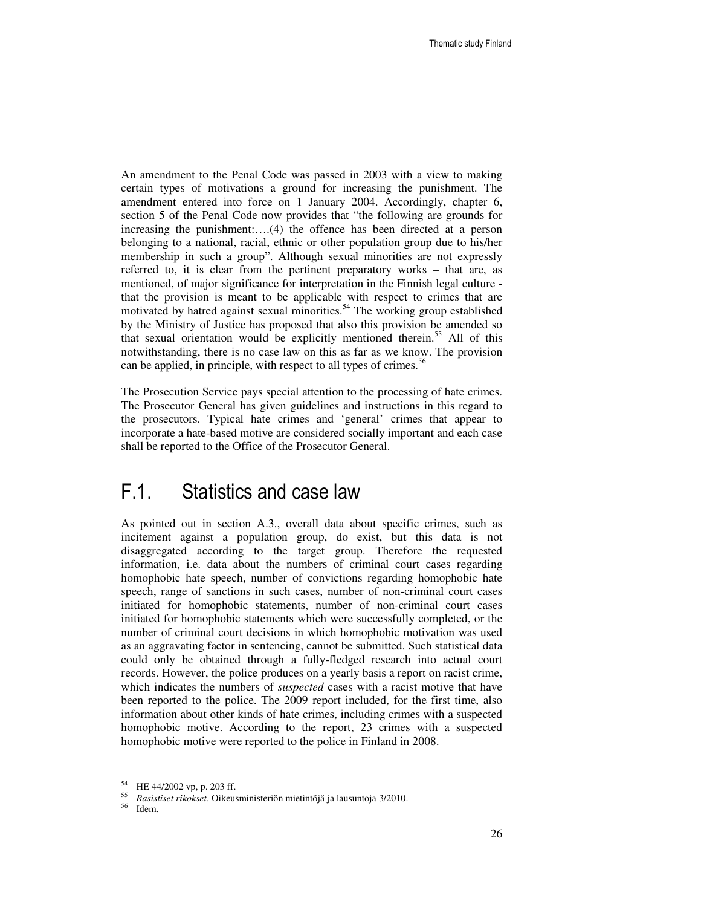An amendment to the Penal Code was passed in 2003 with a view to making certain types of motivations a ground for increasing the punishment. The amendment entered into force on 1 January 2004. Accordingly, chapter 6, section 5 of the Penal Code now provides that "the following are grounds for increasing the punishment:….(4) the offence has been directed at a person belonging to a national, racial, ethnic or other population group due to his/her membership in such a group". Although sexual minorities are not expressly referred to, it is clear from the pertinent preparatory works – that are, as mentioned, of major significance for interpretation in the Finnish legal culture - that the provision is meant to be applicable with respect to crimes that are motivated by hatred against sexual minorities.[54] The working group established by the Ministry of Justice has proposed that also this provision be amended so that sexual orientation would be explicitly mentioned therein.[55] All of this notwithstanding, there is no case law on this as far as we know. The provision can be applied, in principle, with respect to all types of crimes.[56]

The Prosecution Service pays special attention to the processing of hate crimes. The Prosecutor General has given guidelines and instructions in this regard to the prosecutors. Typical hate crimes and 'general' crimes that appear to incorporate a hate-based motive are considered socially important and each case shall be reported to the Office of the Prosecutor General.

## F.1. Statistics and case law

As pointed out in section A.3., overall data about specific crimes, such as incitement against a population group, do exist, but this data is not disaggregated according to the target group. Therefore the requested information, i.e. data about the numbers of criminal court cases regarding homophobic hate speech, number of convictions regarding homophobic hate speech, range of sanctions in such cases, number of non-criminal court cases initiated for homophobic statements, number of non-criminal court cases initiated for homophobic statements which were successfully completed, or the number of criminal court decisions in which homophobic motivation was used as an aggravating factor in sentencing, cannot be submitted. Such statistical data could only be obtained through a fully-fledged research into actual court records. However, the police produces on a yearly basis a report on racist crime, which indicates the numbers of *suspected* cases with a racist motive that have been reported to the police. The 2009 report included, for the first time, also information about other kinds of hate crimes, including crimes with a suspected homophobic motive. According to the report, 23 crimes with a suspected homophobic motive were reported to the police in Finland in 2008.

---

[54] HE 44/2002 vp, p. 203 ff.

[55] *Rasistiset rikokset*. Oikeusministeriön mietintöjä ja lausuntoja 3/2010.

[56] Idem.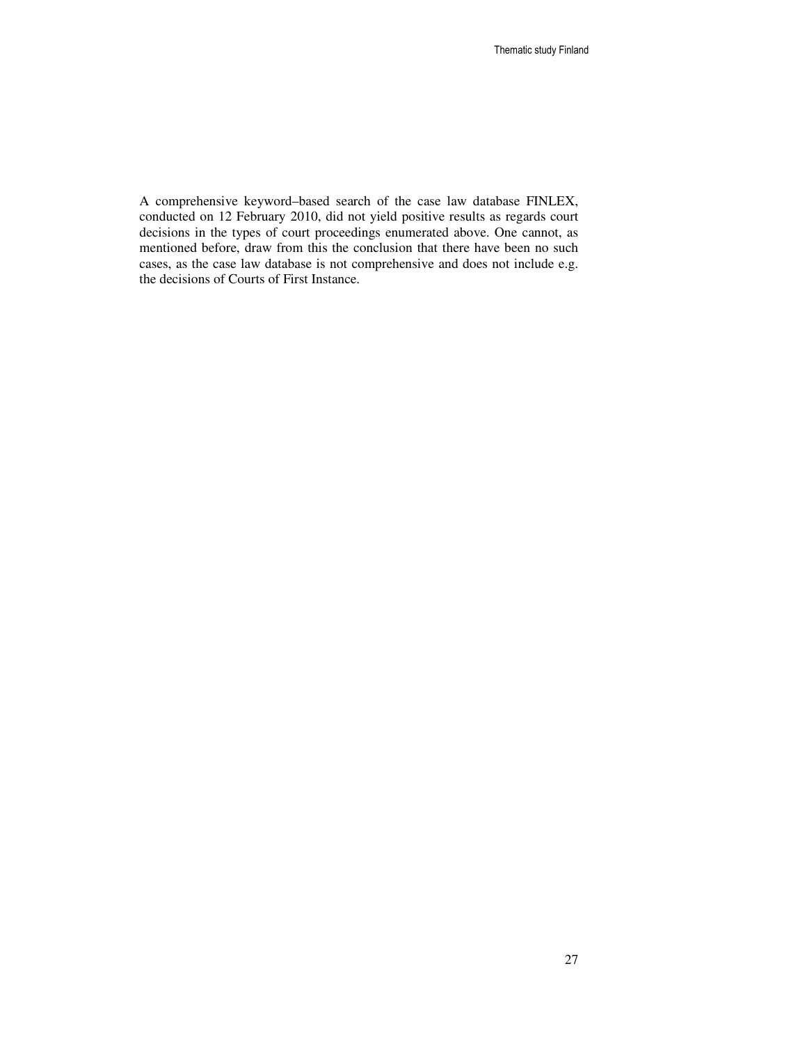A comprehensive keyword–based search of the case law database FINLEX, conducted on 12 February 2010, did not yield positive results as regards court decisions in the types of court proceedings enumerated above. One cannot, as mentioned before, draw from this the conclusion that there have been no such cases, as the case law database is not comprehensive and does not include e.g. the decisions of Courts of First Instance.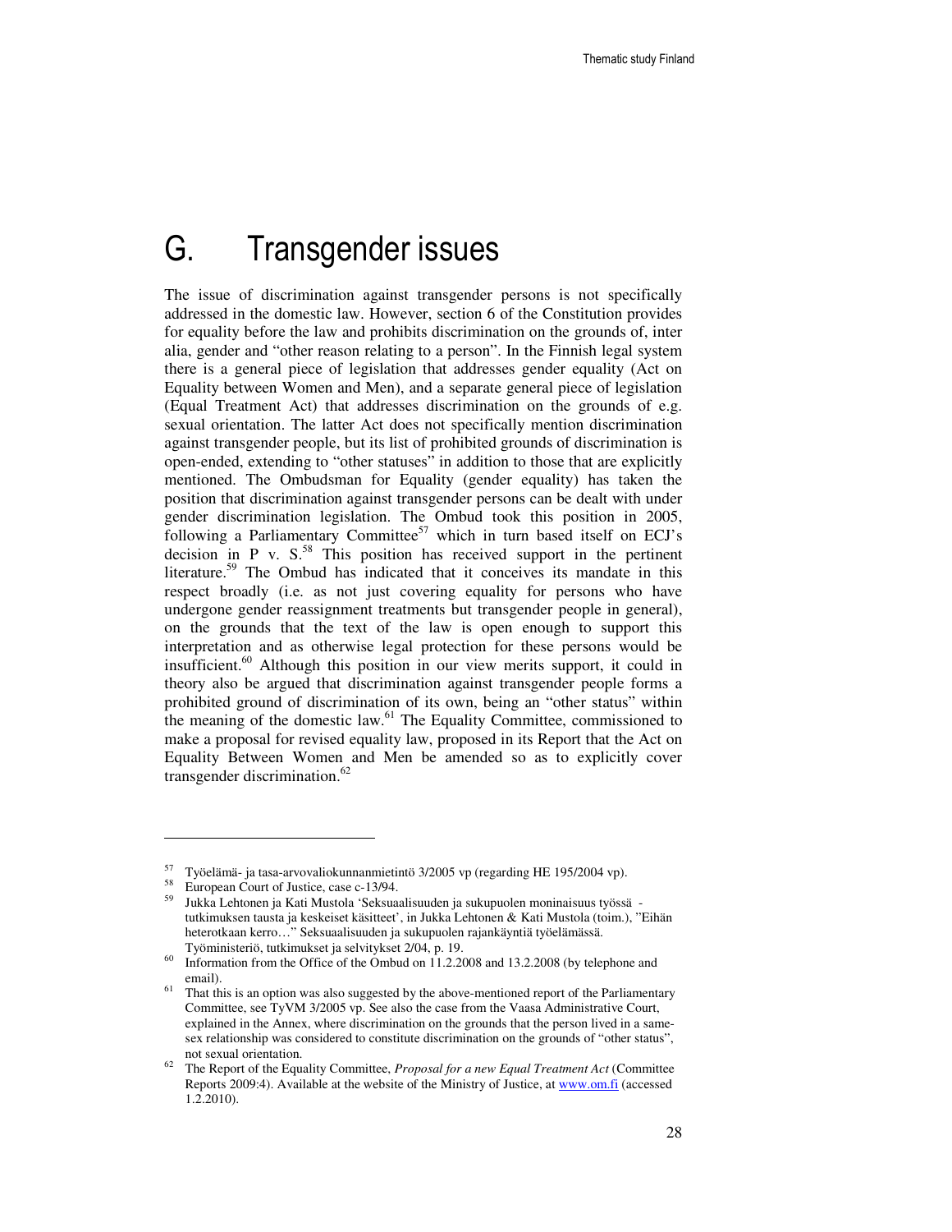# G. Transgender issues

The issue of discrimination against transgender persons is not specifically addressed in the domestic law. However, section 6 of the Constitution provides for equality before the law and prohibits discrimination on the grounds of, inter alia, gender and "other reason relating to a person". In the Finnish legal system there is a general piece of legislation that addresses gender equality (Act on Equality between Women and Men), and a separate general piece of legislation (Equal Treatment Act) that addresses discrimination on the grounds of e.g. sexual orientation. The latter Act does not specifically mention discrimination against transgender people, but its list of prohibited grounds of discrimination is open-ended, extending to "other statuses" in addition to those that are explicitly mentioned. The Ombudsman for Equality (gender equality) has taken the position that discrimination against transgender persons can be dealt with under gender discrimination legislation. The Ombud took this position in 2005, following a Parliamentary Committee[57] which in turn based itself on ECJ's decision in P v. S.[58] This position has received support in the pertinent literature.[59] The Ombud has indicated that it conceives its mandate in this respect broadly (i.e. as not just covering equality for persons who have undergone gender reassignment treatments but transgender people in general), on the grounds that the text of the law is open enough to support this interpretation and as otherwise legal protection for these persons would be insufficient.[60] Although this position in our view merits support, it could in theory also be argued that discrimination against transgender people forms a prohibited ground of discrimination of its own, being an "other status" within the meaning of the domestic law.[61] The Equality Committee, commissioned to make a proposal for revised equality law, proposed in its Report that the Act on Equality Between Women and Men be amended so as to explicitly cover transgender discrimination.[62]

---

[57] Työelämä- ja tasa-arvovaliokunnanmietintö 3/2005 vp (regarding HE 195/2004 vp).

[58] European Court of Justice, case c-13/94.

[59] Jukka Lehtonen ja Kati Mustola 'Seksuaalisuuden ja sukupuolen moninaisuus työssä - tutkimuksen tausta ja keskeiset käsitteet', in Jukka Lehtonen & Kati Mustola (toim.), "Eihän heterotkaan kerro…" Seksuaalisuuden ja sukupuolen rajankäyntiä työelämässä. Työministeriö, tutkimukset ja selvitykset 2/04, p. 19.

[60] Information from the Office of the Ombud on 11.2.2008 and 13.2.2008 (by telephone and email).

[61] That this is an option was also suggested by the above-mentioned report of the Parliamentary Committee, see TyVM 3/2005 vp. See also the case from the Vaasa Administrative Court, explained in the Annex, where discrimination on the grounds that the person lived in a same-sex relationship was considered to constitute discrimination on the grounds of "other status", not sexual orientation.

[62] The Report of the Equality Committee, *Proposal for a new Equal Treatment Act* (Committee Reports 2009:4). Available at the website of the Ministry of Justice, at www.om.fi (accessed 1.2.2010).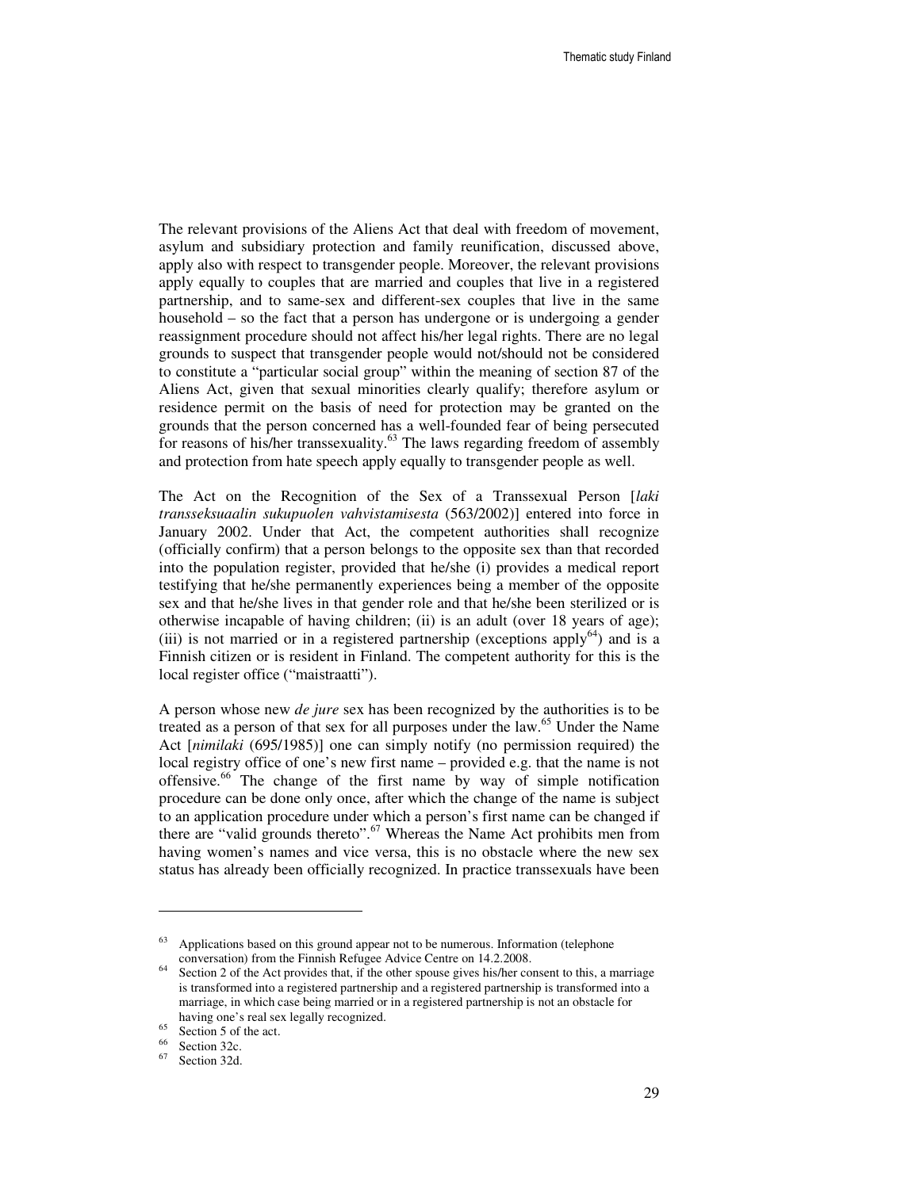The relevant provisions of the Aliens Act that deal with freedom of movement, asylum and subsidiary protection and family reunification, discussed above, apply also with respect to transgender people. Moreover, the relevant provisions apply equally to couples that are married and couples that live in a registered partnership, and to same-sex and different-sex couples that live in the same household – so the fact that a person has undergone or is undergoing a gender reassignment procedure should not affect his/her legal rights. There are no legal grounds to suspect that transgender people would not/should not be considered to constitute a "particular social group" within the meaning of section 87 of the Aliens Act, given that sexual minorities clearly qualify; therefore asylum or residence permit on the basis of need for protection may be granted on the grounds that the person concerned has a well-founded fear of being persecuted for reasons of his/her transsexuality.[63] The laws regarding freedom of assembly and protection from hate speech apply equally to transgender people as well.

The Act on the Recognition of the Sex of a Transsexual Person [*laki transseksuaalin sukupuolen vahvistamisesta* (563/2002)] entered into force in January 2002. Under that Act, the competent authorities shall recognize (officially confirm) that a person belongs to the opposite sex than that recorded into the population register, provided that he/she (i) provides a medical report testifying that he/she permanently experiences being a member of the opposite sex and that he/she lives in that gender role and that he/she been sterilized or is otherwise incapable of having children; (ii) is an adult (over 18 years of age); (iii) is not married or in a registered partnership (exceptions apply[64]) and is a Finnish citizen or is resident in Finland. The competent authority for this is the local register office ("maistraatti").

A person whose new *de jure* sex has been recognized by the authorities is to be treated as a person of that sex for all purposes under the law.[65] Under the Name Act [*nimilaki* (695/1985)] one can simply notify (no permission required) the local registry office of one's new first name – provided e.g. that the name is not offensive.[66] The change of the first name by way of simple notification procedure can be done only once, after which the change of the name is subject to an application procedure under which a person's first name can be changed if there are "valid grounds thereto".[67] Whereas the Name Act prohibits men from having women's names and vice versa, this is no obstacle where the new sex status has already been officially recognized. In practice transsexuals have been

---

[63] Applications based on this ground appear not to be numerous. Information (telephone conversation) from the Finnish Refugee Advice Centre on 14.2.2008.

[64] Section 2 of the Act provides that, if the other spouse gives his/her consent to this, a marriage is transformed into a registered partnership and a registered partnership is transformed into a marriage, in which case being married or in a registered partnership is not an obstacle for having one's real sex legally recognized.

[65] Section 5 of the act.

[66] Section 32c.

[67] Section 32d.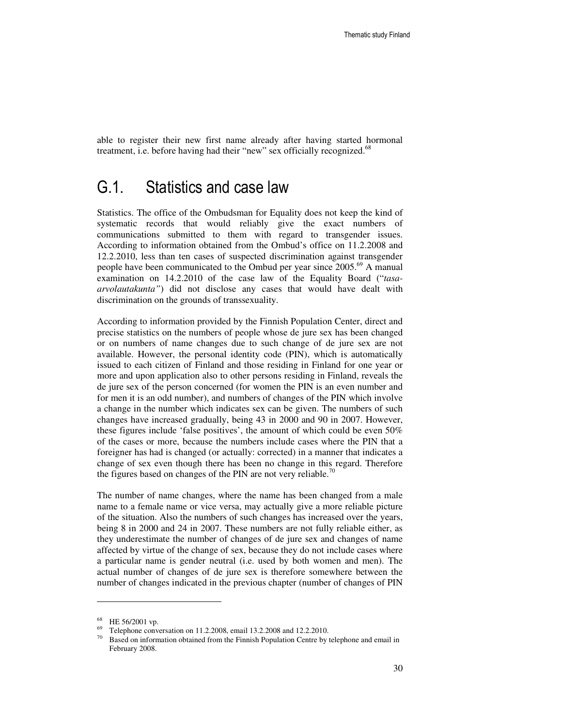able to register their new first name already after having started hormonal treatment, i.e. before having had their "new" sex officially recognized.[68]

## G.1. Statistics and case law

Statistics. The office of the Ombudsman for Equality does not keep the kind of systematic records that would reliably give the exact numbers of communications submitted to them with regard to transgender issues. According to information obtained from the Ombud's office on 11.2.2008 and 12.2.2010, less than ten cases of suspected discrimination against transgender people have been communicated to the Ombud per year since 2005.[69] A manual examination on 14.2.2010 of the case law of the Equality Board ("*tasa-arvolautakunta"*) did not disclose any cases that would have dealt with discrimination on the grounds of transsexuality.

According to information provided by the Finnish Population Center, direct and precise statistics on the numbers of people whose de jure sex has been changed or on numbers of name changes due to such change of de jure sex are not available. However, the personal identity code (PIN), which is automatically issued to each citizen of Finland and those residing in Finland for one year or more and upon application also to other persons residing in Finland, reveals the de jure sex of the person concerned (for women the PIN is an even number and for men it is an odd number), and numbers of changes of the PIN which involve a change in the number which indicates sex can be given. The numbers of such changes have increased gradually, being 43 in 2000 and 90 in 2007. However, these figures include 'false positives', the amount of which could be even 50% of the cases or more, because the numbers include cases where the PIN that a foreigner has had is changed (or actually: corrected) in a manner that indicates a change of sex even though there has been no change in this regard. Therefore the figures based on changes of the PIN are not very reliable.[70]

The number of name changes, where the name has been changed from a male name to a female name or vice versa, may actually give a more reliable picture of the situation. Also the numbers of such changes has increased over the years, being 8 in 2000 and 24 in 2007. These numbers are not fully reliable either, as they underestimate the number of changes of de jure sex and changes of name affected by virtue of the change of sex, because they do not include cases where a particular name is gender neutral (i.e. used by both women and men). The actual number of changes of de jure sex is therefore somewhere between the number of changes indicated in the previous chapter (number of changes of PIN

---

[68] HE 56/2001 vp.

[69] Telephone conversation on 11.2.2008, email 13.2.2008 and 12.2.2010.

[70] Based on information obtained from the Finnish Population Centre by telephone and email in February 2008.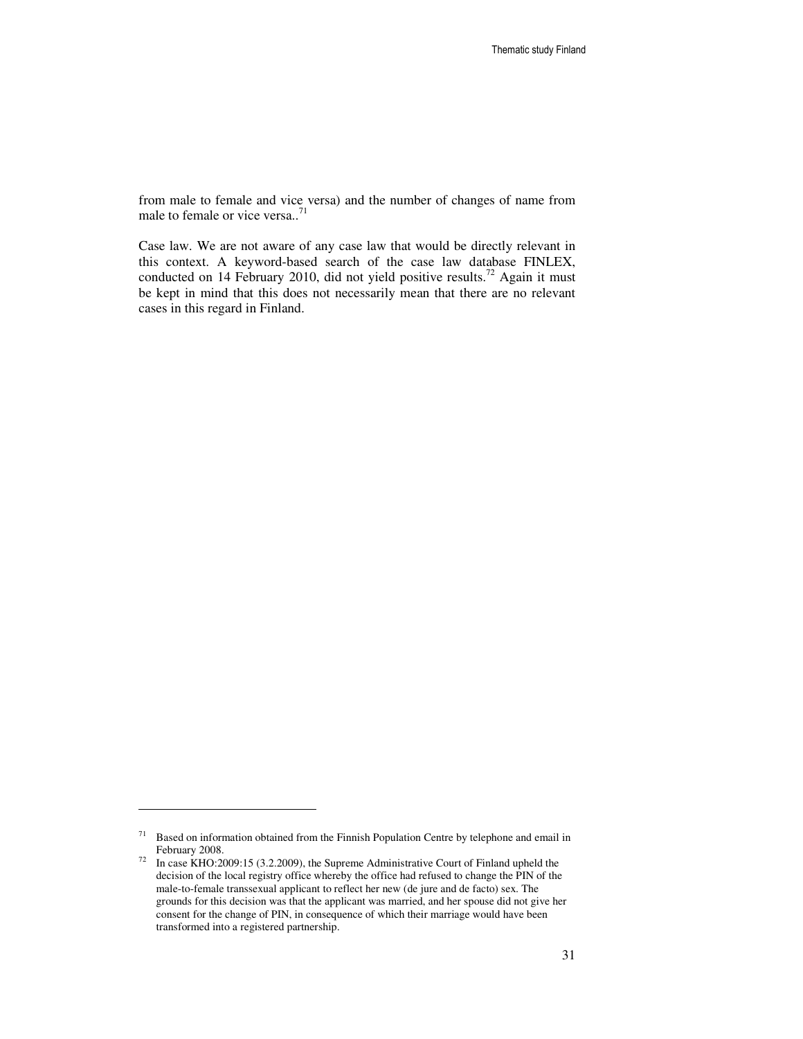from male to female and vice versa) and the number of changes of name from male to female or vice versa..[71]

Case law. We are not aware of any case law that would be directly relevant in this context. A keyword-based search of the case law database FINLEX, conducted on 14 February 2010, did not yield positive results.[72] Again it must be kept in mind that this does not necessarily mean that there are no relevant cases in this regard in Finland.

---

[71] Based on information obtained from the Finnish Population Centre by telephone and email in February 2008.

[72] In case KHO:2009:15 (3.2.2009), the Supreme Administrative Court of Finland upheld the decision of the local registry office whereby the office had refused to change the PIN of the male-to-female transsexual applicant to reflect her new (de jure and de facto) sex. The grounds for this decision was that the applicant was married, and her spouse did not give her consent for the change of PIN, in consequence of which their marriage would have been transformed into a registered partnership.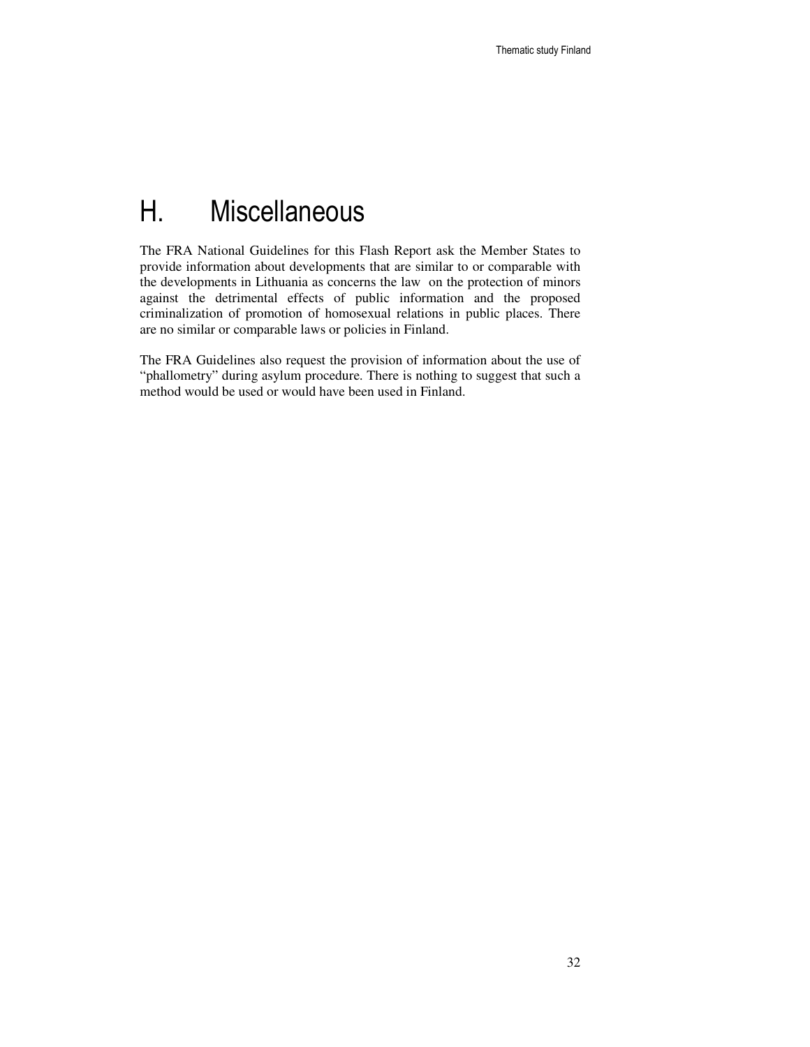# H. Miscellaneous

The FRA National Guidelines for this Flash Report ask the Member States to provide information about developments that are similar to or comparable with the developments in Lithuania as concerns the law on the protection of minors against the detrimental effects of public information and the proposed criminalization of promotion of homosexual relations in public places. There are no similar or comparable laws or policies in Finland.

The FRA Guidelines also request the provision of information about the use of "phallometry" during asylum procedure. There is nothing to suggest that such a method would be used or would have been used in Finland.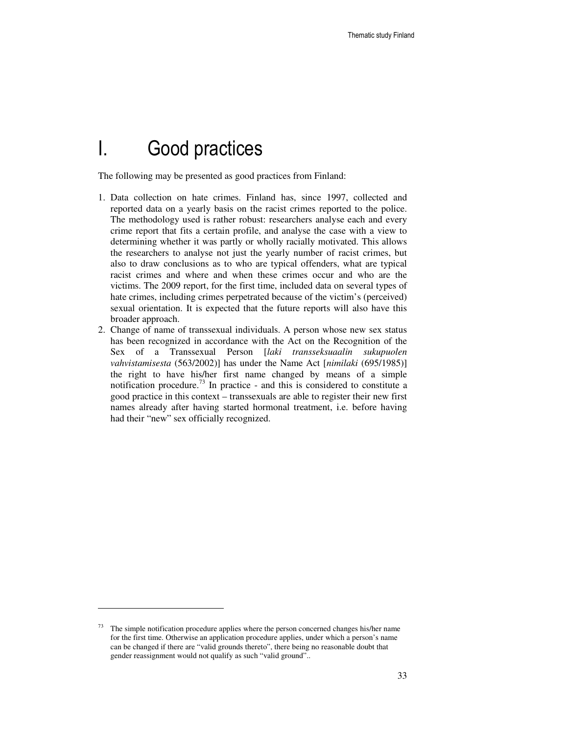# I. Good practices

The following may be presented as good practices from Finland:

1. Data collection on hate crimes. Finland has, since 1997, collected and reported data on a yearly basis on the racist crimes reported to the police. The methodology used is rather robust: researchers analyse each and every crime report that fits a certain profile, and analyse the case with a view to determining whether it was partly or wholly racially motivated. This allows the researchers to analyse not just the yearly number of racist crimes, but also to draw conclusions as to who are typical offenders, what are typical racist crimes and where and when these crimes occur and who are the victims. The 2009 report, for the first time, included data on several types of hate crimes, including crimes perpetrated because of the victim's (perceived) sexual orientation. It is expected that the future reports will also have this broader approach.
2. Change of name of transsexual individuals. A person whose new sex status has been recognized in accordance with the Act on the Recognition of the Sex of a Transsexual Person [*laki transseksuaalin sukupuolen vahvistamisesta* (563/2002)] has under the Name Act [*nimilaki* (695/1985)] the right to have his/her first name changed by means of a simple notification procedure.[73] In practice - and this is considered to constitute a good practice in this context – transsexuals are able to register their new first names already after having started hormonal treatment, i.e. before having had their "new" sex officially recognized.

---

[73] The simple notification procedure applies where the person concerned changes his/her name for the first time. Otherwise an application procedure applies, under which a person's name can be changed if there are "valid grounds thereto", there being no reasonable doubt that gender reassignment would not qualify as such "valid ground"..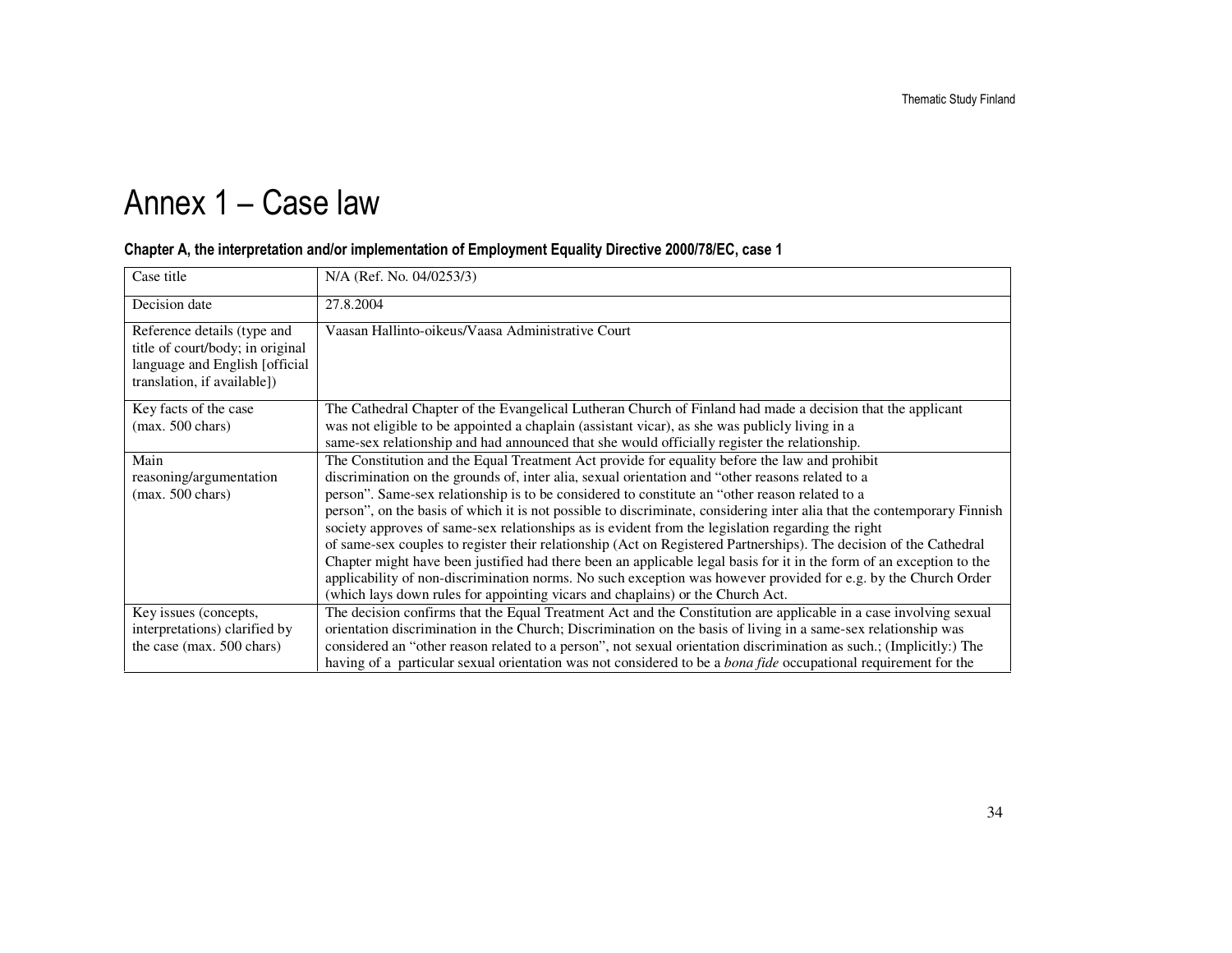# Annex 1 – Case law

### Chapter A, the interpretation and/or implementation of Employment Equality Directive 2000/78/EC, case 1

| Case title | N/A (Ref. No. 04/0253/3) |
|---|---|
| Decision date | 27.8.2004 |
| Reference details (type and title of court/body; in original language and English [official translation, if available]) | Vaasan Hallinto-oikeus/Vaasa Administrative Court |
| Key facts of the case (max. 500 chars) | The Cathedral Chapter of the Evangelical Lutheran Church of Finland had made a decision that the applicant was not eligible to be appointed a chaplain (assistant vicar), as she was publicly living in a same-sex relationship and had announced that she would officially register the relationship. |
| Main reasoning/argumentation (max. 500 chars) | The Constitution and the Equal Treatment Act provide for equality before the law and prohibit discrimination on the grounds of, inter alia, sexual orientation and "other reasons related to a person". Same-sex relationship is to be considered to constitute an "other reason related to a person", on the basis of which it is not possible to discriminate, considering inter alia that the contemporary Finnish society approves of same-sex relationships as is evident from the legislation regarding the right of same-sex couples to register their relationship (Act on Registered Partnerships). The decision of the Cathedral Chapter might have been justified had there been an applicable legal basis for it in the form of an exception to the applicability of non-discrimination norms. No such exception was however provided for e.g. by the Church Order (which lays down rules for appointing vicars and chaplains) or the Church Act. |
| Key issues (concepts, interpretations) clarified by the case (max. 500 chars) | The decision confirms that the Equal Treatment Act and the Constitution are applicable in a case involving sexual orientation discrimination in the Church; Discrimination on the basis of living in a same-sex relationship was considered an "other reason related to a person", not sexual orientation discrimination as such.; (Implicitly:) The having of a particular sexual orientation was not considered to be a *bona fide* occupational requirement for the |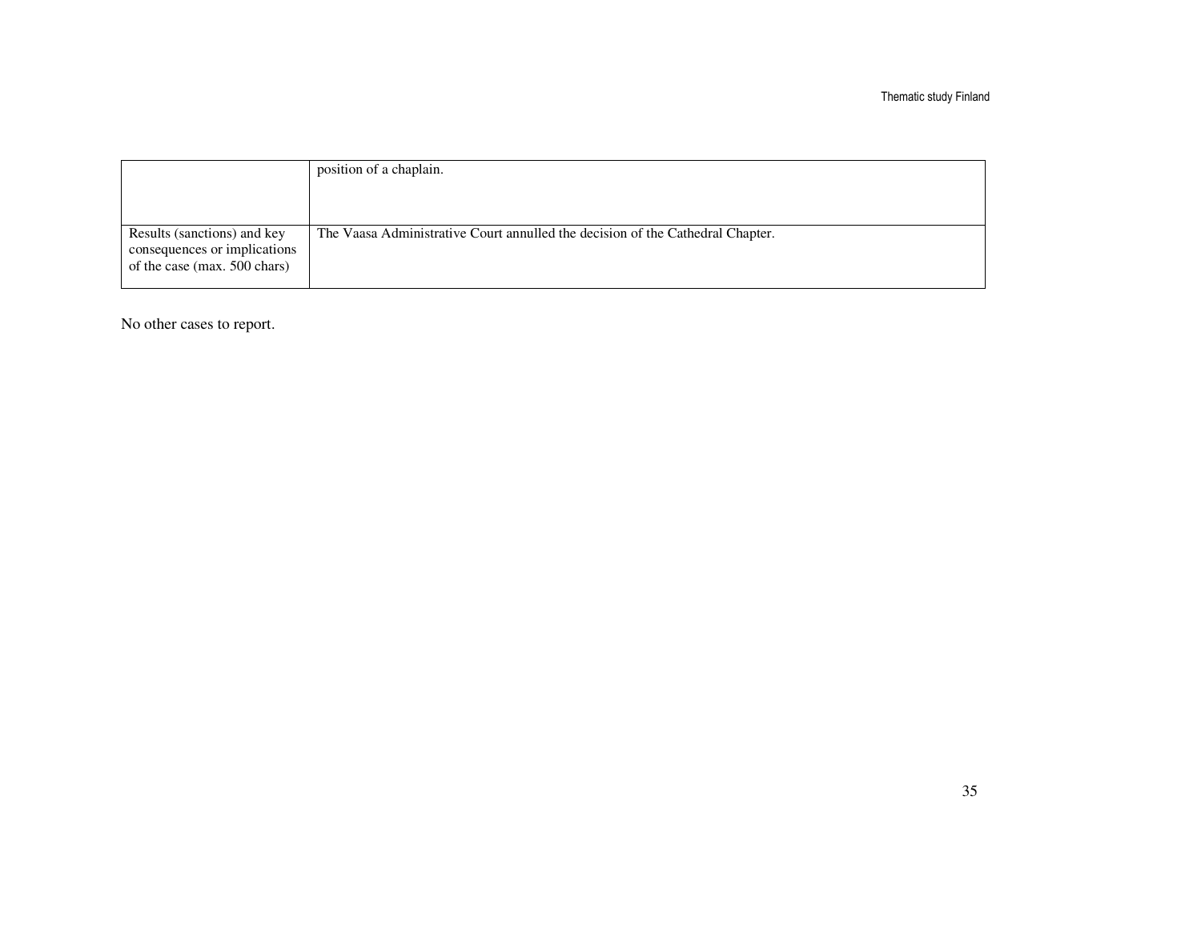| | |
|---|---|
| | position of a chaplain. |
| Results (sanctions) and key consequences or implications of the case (max. 500 chars) | The Vaasa Administrative Court annulled the decision of the Cathedral Chapter. |

No other cases to report.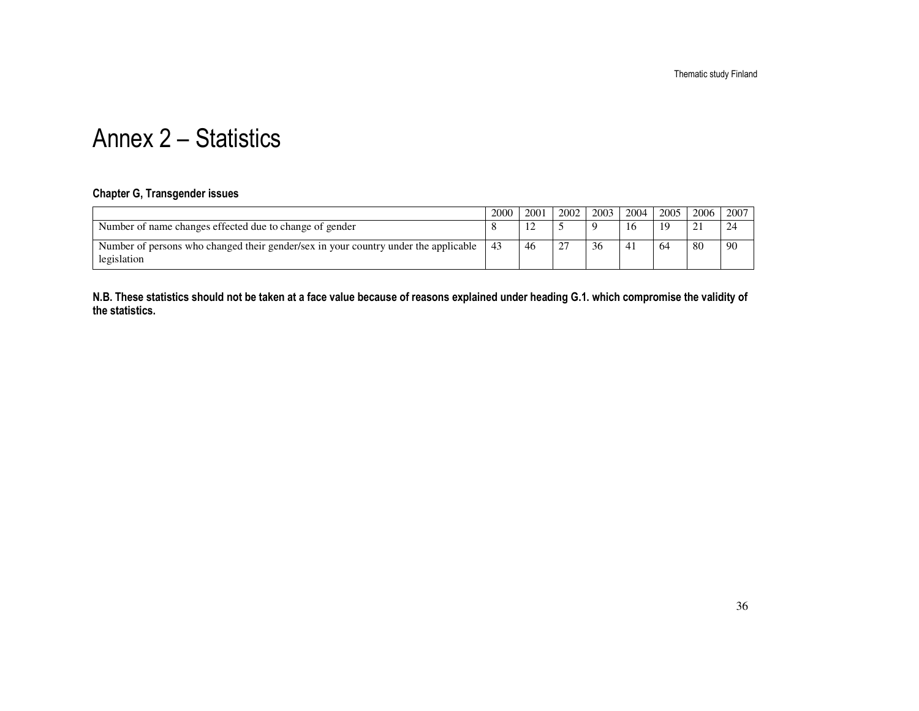# Annex 2 – Statistics

**Chapter G, Transgender issues**

| | 2000 | 2001 | 2002 | 2003 | 2004 | 2005 | 2006 | 2007 |
|---|---|---|---|---|---|---|---|---|
| Number of name changes effected due to change of gender | 8 | 12 | 5 | 9 | 16 | 19 | 21 | 24 |
| Number of persons who changed their gender/sex in your country under the applicable legislation | 43 | 46 | 27 | 36 | 41 | 64 | 80 | 90 |

**N.B. These statistics should not be taken at a face value because of reasons explained under heading G.1. which compromise the validity of the statistics.**